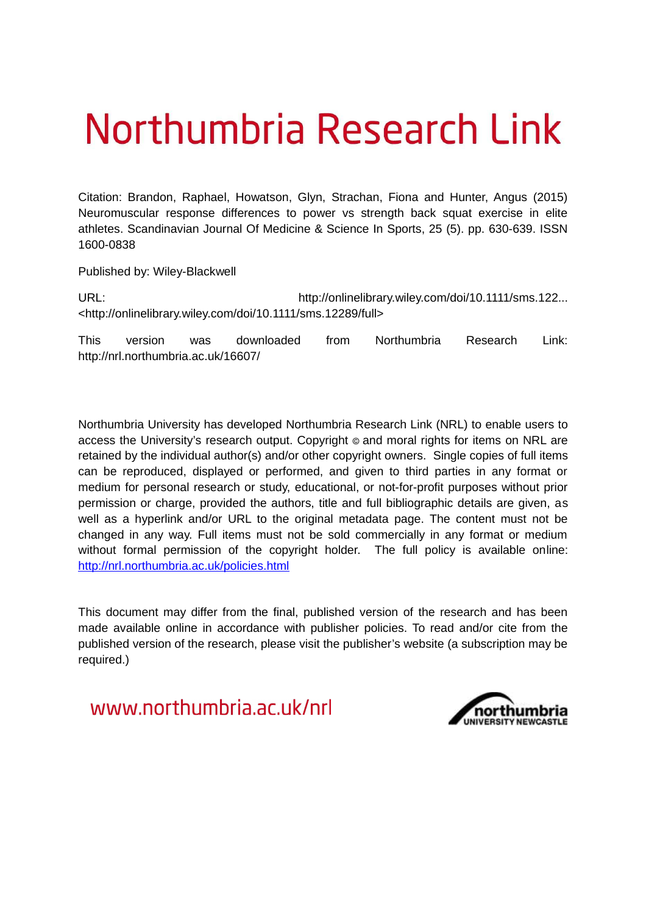# Northumbria Research Link

Citation: Brandon, Raphael, Howatson, Glyn, Strachan, Fiona and Hunter, Angus (2015) Neuromuscular response differences to power vs strength back squat exercise in elite athletes. Scandinavian Journal Of Medicine & Science In Sports, 25 (5). pp. 630-639. ISSN 1600-0838

Published by: Wiley-Blackwell

URL: http://onlinelibrary.wiley.com/doi/10.1111/sms.122... <http://onlinelibrary.wiley.com/doi/10.1111/sms.12289/full>

This version was downloaded from Northumbria Research Link: http://nrl.northumbria.ac.uk/16607/

Northumbria University has developed Northumbria Research Link (NRL) to enable users to access the University's research output. Copyright © and moral rights for items on NRL are retained by the individual author(s) and/or other copyright owners. Single copies of full items can be reproduced, displayed or performed, and given to third parties in any format or medium for personal research or study, educational, or not-for-profit purposes without prior permission or charge, provided the authors, title and full bibliographic details are given, as well as a hyperlink and/or URL to the original metadata page. The content must not be changed in any way. Full items must not be sold commercially in any format or medium without formal permission of the copyright holder. The full policy is available online: http://nrl.northumbria.ac.uk/policies.html

This document may differ from the final, published version of the research and has been made available online in accordance with publisher policies. To read and/or cite from the published version of the research, please visit the publisher's website (a subscription may be required.)

www.northumbria.ac.uk/nrl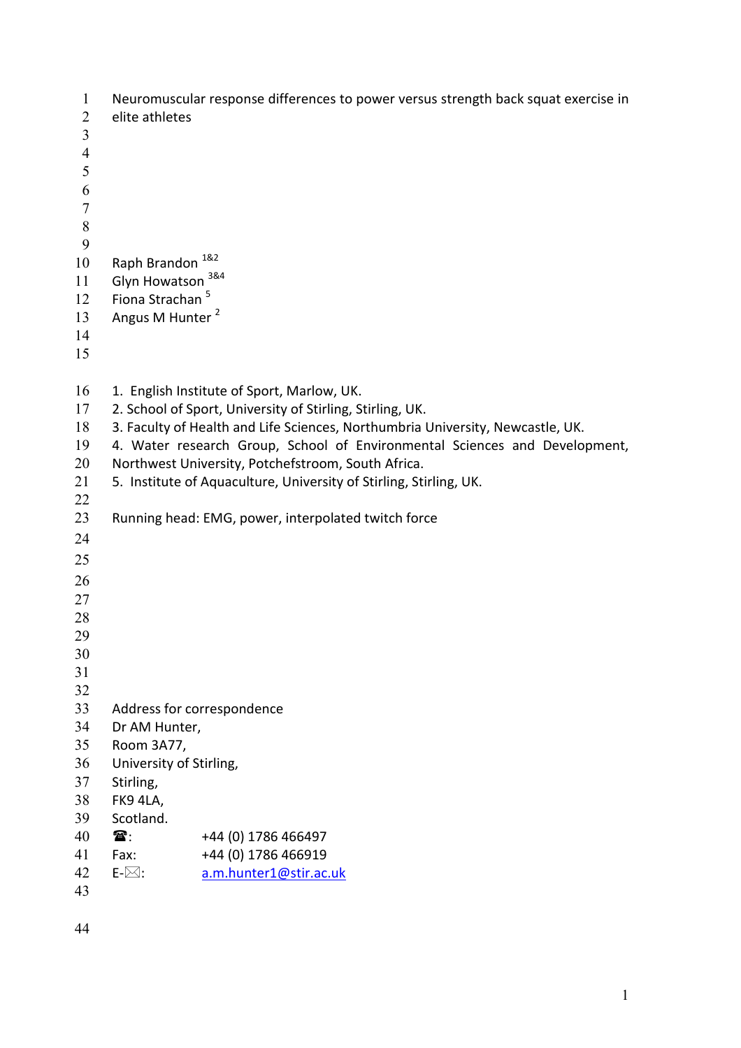# Neuromuscular response differences to power versus strength back squat exercise in elite athletes

Raph Brandon [1&2]
Glyn Howatson [3&4]
Fiona Strachan [5]
Angus M Hunter [2]

1. English Institute of Sport, Marlow, UK.
2. School of Sport, University of Stirling, Stirling, UK.
3. Faculty of Health and Life Sciences, Northumbria University, Newcastle, UK.
4. Water research Group, School of Environmental Sciences and Development, Northwest University, Potchefstroom, South Africa.
5. Institute of Aquaculture, University of Stirling, Stirling, UK.

Running head: EMG, power, interpolated twitch force

Address for correspondence
Dr AM Hunter,
Room 3A77,
University of Stirling,
Stirling,
FK9 4LA,
Scotland.

☎: +44 (0) 1786 466497
Fax: +44 (0) 1786 466919
E-✉: a.m.hunter1@stir.ac.uk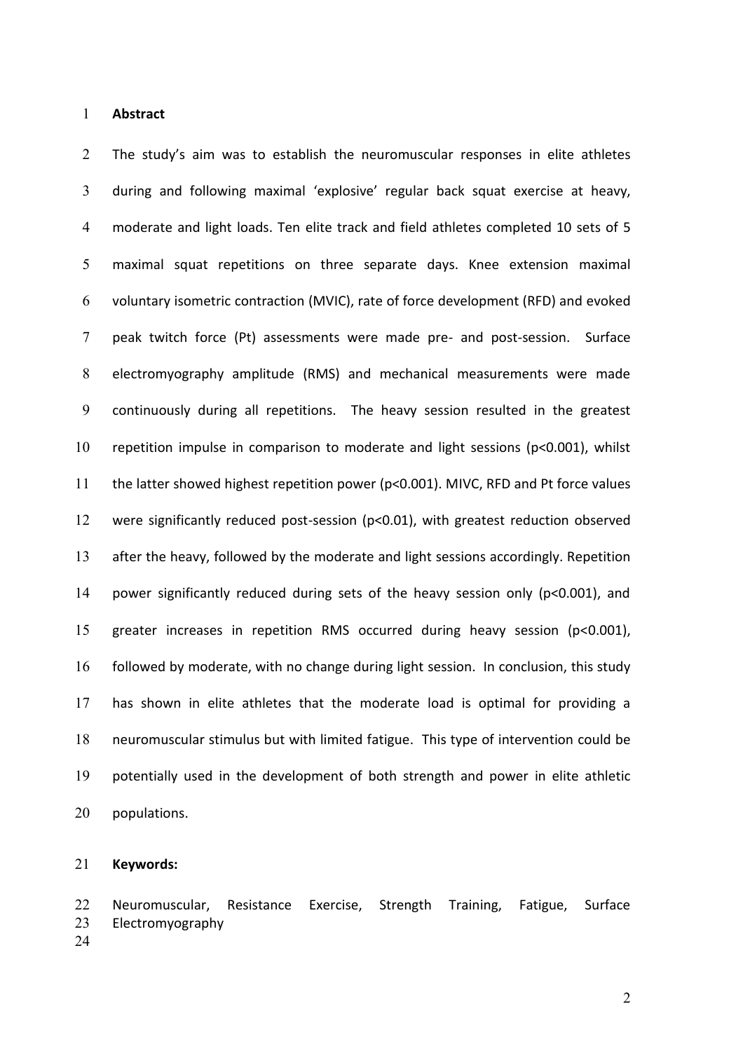## Abstract

The study's aim was to establish the neuromuscular responses in elite athletes during and following maximal 'explosive' regular back squat exercise at heavy, moderate and light loads. Ten elite track and field athletes completed 10 sets of 5 maximal squat repetitions on three separate days. Knee extension maximal voluntary isometric contraction (MVIC), rate of force development (RFD) and evoked peak twitch force (Pt) assessments were made pre- and post-session. Surface electromyography amplitude (RMS) and mechanical measurements were made continuously during all repetitions. The heavy session resulted in the greatest repetition impulse in comparison to moderate and light sessions ($p<0.001$), whilst the latter showed highest repetition power ($p<0.001$). MIVC, RFD and Pt force values were significantly reduced post-session ($p<0.01$), with greatest reduction observed after the heavy, followed by the moderate and light sessions accordingly. Repetition power significantly reduced during sets of the heavy session only ($p<0.001$), and greater increases in repetition RMS occurred during heavy session ($p<0.001$), followed by moderate, with no change during light session. In conclusion, this study has shown in elite athletes that the moderate load is optimal for providing a neuromuscular stimulus but with limited fatigue. This type of intervention could be potentially used in the development of both strength and power in elite athletic populations.

**Keywords:**

Neuromuscular, Resistance Exercise, Strength Training, Fatigue, Surface Electromyography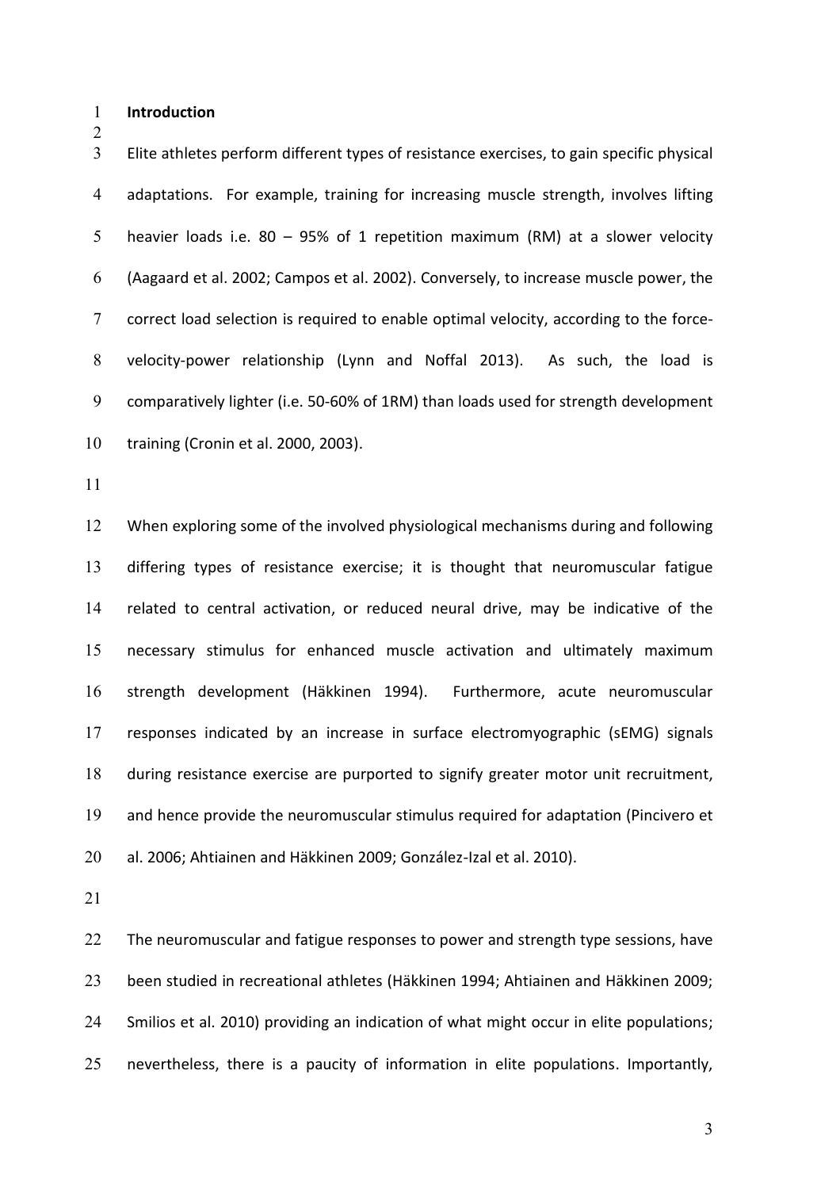## Introduction

Elite athletes perform different types of resistance exercises, to gain specific physical adaptations. For example, training for increasing muscle strength, involves lifting heavier loads i.e. 80 – 95% of 1 repetition maximum (RM) at a slower velocity (Aagaard et al. 2002; Campos et al. 2002). Conversely, to increase muscle power, the correct load selection is required to enable optimal velocity, according to the force-velocity-power relationship (Lynn and Noffal 2013). As such, the load is comparatively lighter (i.e. 50-60% of 1RM) than loads used for strength development training (Cronin et al. 2000, 2003).

When exploring some of the involved physiological mechanisms during and following differing types of resistance exercise; it is thought that neuromuscular fatigue related to central activation, or reduced neural drive, may be indicative of the necessary stimulus for enhanced muscle activation and ultimately maximum strength development (Häkkinen 1994). Furthermore, acute neuromuscular responses indicated by an increase in surface electromyographic (sEMG) signals during resistance exercise are purported to signify greater motor unit recruitment, and hence provide the neuromuscular stimulus required for adaptation (Pincivero et al. 2006; Ahtiainen and Häkkinen 2009; González-Izal et al. 2010).

The neuromuscular and fatigue responses to power and strength type sessions, have been studied in recreational athletes (Häkkinen 1994; Ahtiainen and Häkkinen 2009; Smilios et al. 2010) providing an indication of what might occur in elite populations; nevertheless, there is a paucity of information in elite populations. Importantly,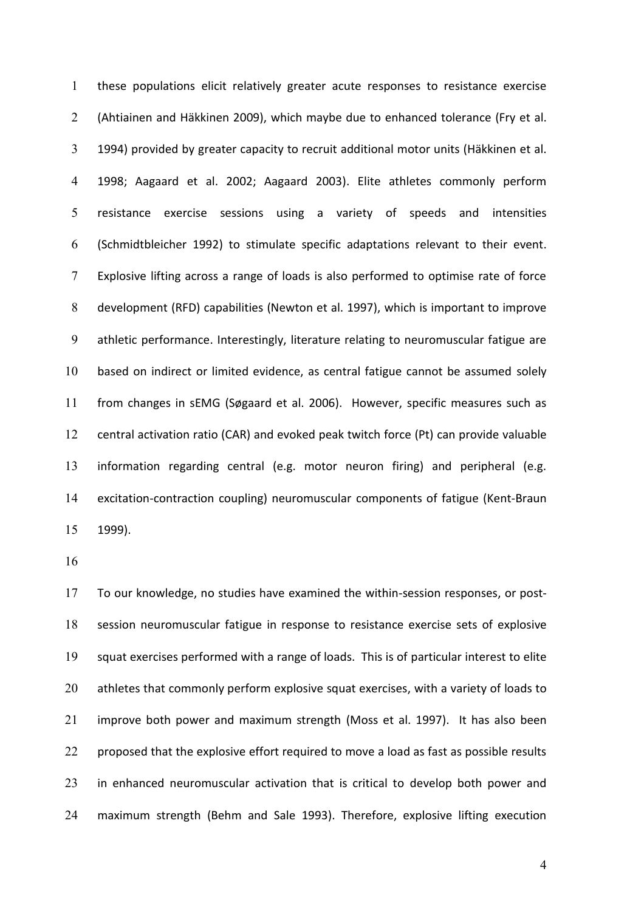these populations elicit relatively greater acute responses to resistance exercise (Ahtiainen and Häkkinen 2009), which maybe due to enhanced tolerance (Fry et al. 1994) provided by greater capacity to recruit additional motor units (Häkkinen et al. 1998; Aagaard et al. 2002; Aagaard 2003). Elite athletes commonly perform resistance exercise sessions using a variety of speeds and intensities (Schmidtbleicher 1992) to stimulate specific adaptations relevant to their event. Explosive lifting across a range of loads is also performed to optimise rate of force development (RFD) capabilities (Newton et al. 1997), which is important to improve athletic performance. Interestingly, literature relating to neuromuscular fatigue are based on indirect or limited evidence, as central fatigue cannot be assumed solely from changes in sEMG (Søgaard et al. 2006). However, specific measures such as central activation ratio (CAR) and evoked peak twitch force (Pt) can provide valuable information regarding central (e.g. motor neuron firing) and peripheral (e.g. excitation-contraction coupling) neuromuscular components of fatigue (Kent-Braun 1999).

To our knowledge, no studies have examined the within-session responses, or post-session neuromuscular fatigue in response to resistance exercise sets of explosive squat exercises performed with a range of loads. This is of particular interest to elite athletes that commonly perform explosive squat exercises, with a variety of loads to improve both power and maximum strength (Moss et al. 1997). It has also been proposed that the explosive effort required to move a load as fast as possible results in enhanced neuromuscular activation that is critical to develop both power and maximum strength (Behm and Sale 1993). Therefore, explosive lifting execution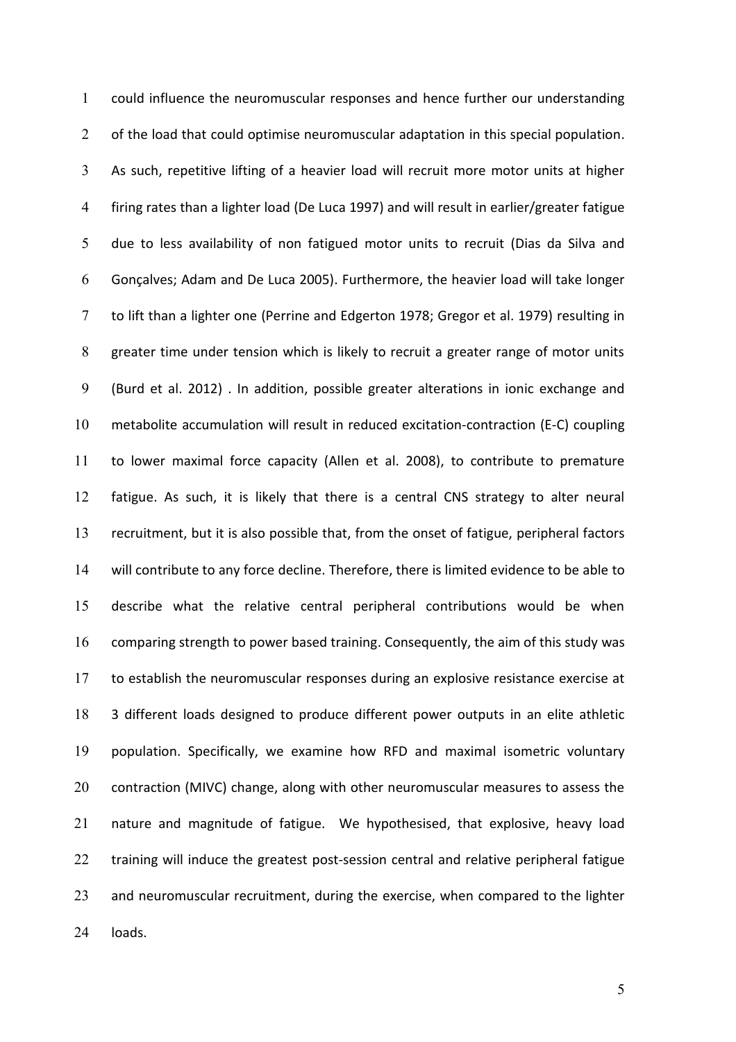could influence the neuromuscular responses and hence further our understanding of the load that could optimise neuromuscular adaptation in this special population. As such, repetitive lifting of a heavier load will recruit more motor units at higher firing rates than a lighter load (De Luca 1997) and will result in earlier/greater fatigue due to less availability of non fatigued motor units to recruit (Dias da Silva and Gonçalves; Adam and De Luca 2005). Furthermore, the heavier load will take longer to lift than a lighter one (Perrine and Edgerton 1978; Gregor et al. 1979) resulting in greater time under tension which is likely to recruit a greater range of motor units (Burd et al. 2012) . In addition, possible greater alterations in ionic exchange and metabolite accumulation will result in reduced excitation-contraction (E-C) coupling to lower maximal force capacity (Allen et al. 2008), to contribute to premature fatigue. As such, it is likely that there is a central CNS strategy to alter neural recruitment, but it is also possible that, from the onset of fatigue, peripheral factors will contribute to any force decline. Therefore, there is limited evidence to be able to describe what the relative central peripheral contributions would be when comparing strength to power based training. Consequently, the aim of this study was to establish the neuromuscular responses during an explosive resistance exercise at 3 different loads designed to produce different power outputs in an elite athletic population. Specifically, we examine how RFD and maximal isometric voluntary contraction (MIVC) change, along with other neuromuscular measures to assess the nature and magnitude of fatigue. We hypothesised, that explosive, heavy load training will induce the greatest post-session central and relative peripheral fatigue and neuromuscular recruitment, during the exercise, when compared to the lighter loads.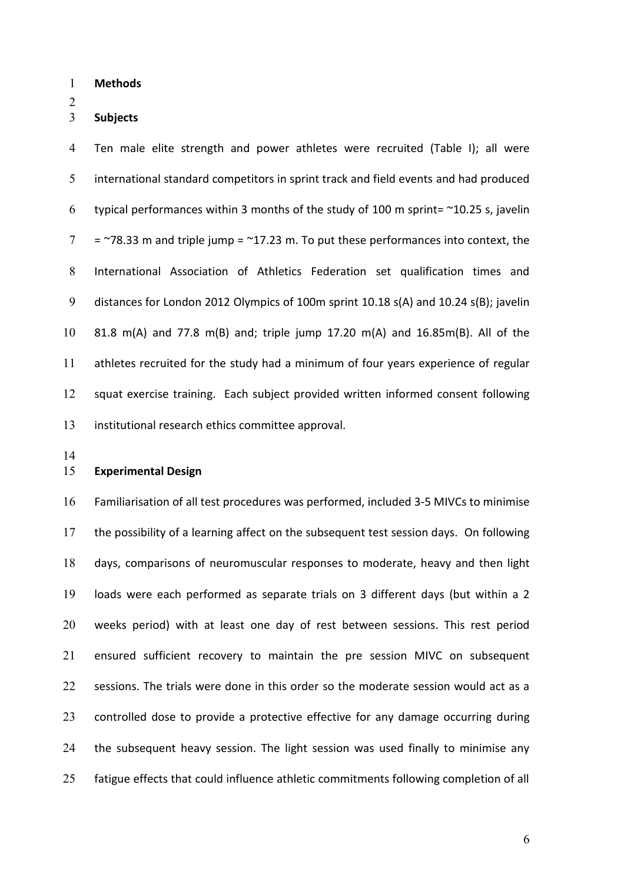## Methods

### Subjects

Ten male elite strength and power athletes were recruited (Table I); all were international standard competitors in sprint track and field events and had produced typical performances within 3 months of the study of 100 m sprint= ~10.25 s, javelin = ~78.33 m and triple jump = ~17.23 m. To put these performances into context, the International Association of Athletics Federation set qualification times and distances for London 2012 Olympics of 100m sprint 10.18 s(A) and 10.24 s(B); javelin 81.8 m(A) and 77.8 m(B) and; triple jump 17.20 m(A) and 16.85m(B). All of the athletes recruited for the study had a minimum of four years experience of regular squat exercise training. Each subject provided written informed consent following institutional research ethics committee approval.

### Experimental Design

Familiarisation of all test procedures was performed, included 3-5 MIVCs to minimise the possibility of a learning affect on the subsequent test session days. On following days, comparisons of neuromuscular responses to moderate, heavy and then light loads were each performed as separate trials on 3 different days (but within a 2 weeks period) with at least one day of rest between sessions. This rest period ensured sufficient recovery to maintain the pre session MIVC on subsequent sessions. The trials were done in this order so the moderate session would act as a controlled dose to provide a protective effective for any damage occurring during the subsequent heavy session. The light session was used finally to minimise any fatigue effects that could influence athletic commitments following completion of all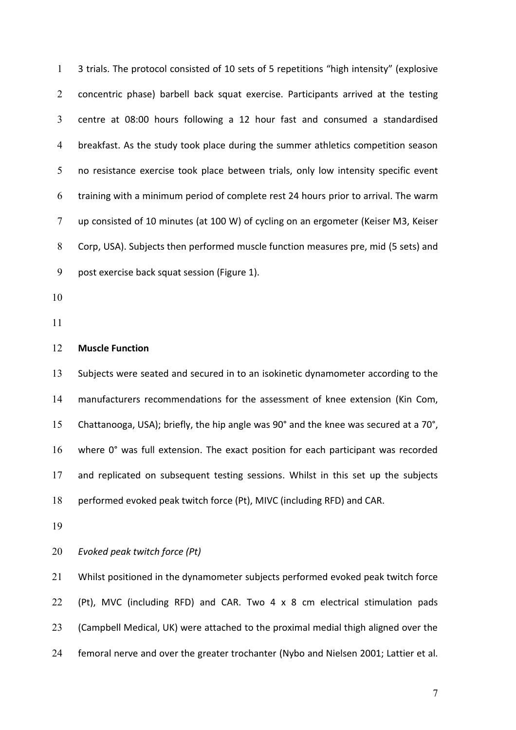3 trials. The protocol consisted of 10 sets of 5 repetitions "high intensity" (explosive concentric phase) barbell back squat exercise. Participants arrived at the testing centre at 08:00 hours following a 12 hour fast and consumed a standardised breakfast. As the study took place during the summer athletics competition season no resistance exercise took place between trials, only low intensity specific event training with a minimum period of complete rest 24 hours prior to arrival. The warm up consisted of 10 minutes (at 100 W) of cycling on an ergometer (Keiser M3, Keiser Corp, USA). Subjects then performed muscle function measures pre, mid (5 sets) and post exercise back squat session (Figure 1).

**Muscle Function**

Subjects were seated and secured in to an isokinetic dynamometer according to the manufacturers recommendations for the assessment of knee extension (Kin Com, Chattanooga, USA); briefly, the hip angle was 90° and the knee was secured at a 70°, where 0° was full extension. The exact position for each participant was recorded and replicated on subsequent testing sessions. Whilst in this set up the subjects performed evoked peak twitch force (Pt), MIVC (including RFD) and CAR.

*Evoked peak twitch force (Pt)*

Whilst positioned in the dynamometer subjects performed evoked peak twitch force (Pt), MVC (including RFD) and CAR. Two 4 x 8 cm electrical stimulation pads (Campbell Medical, UK) were attached to the proximal medial thigh aligned over the femoral nerve and over the greater trochanter (Nybo and Nielsen 2001; Lattier et al.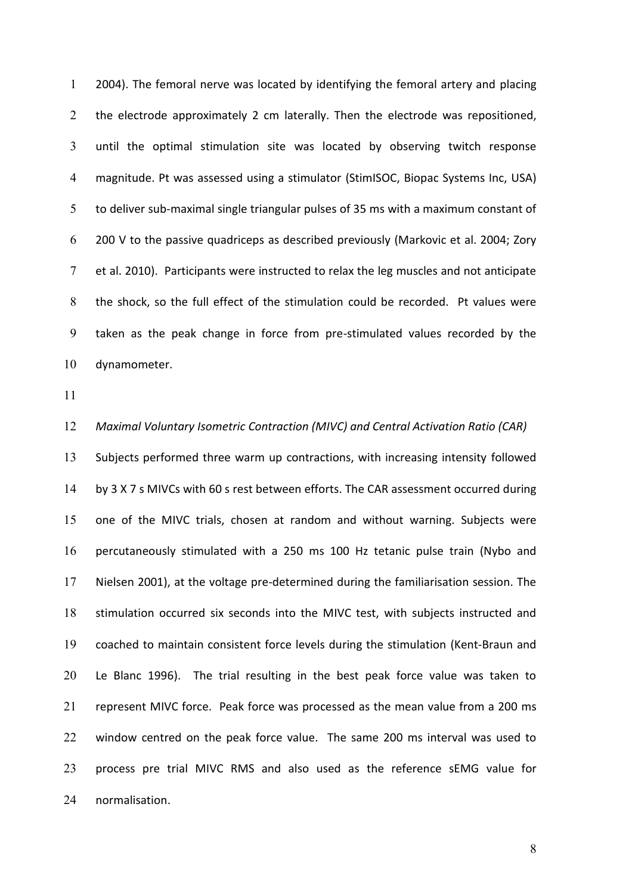2004). The femoral nerve was located by identifying the femoral artery and placing the electrode approximately 2 cm laterally. Then the electrode was repositioned, until the optimal stimulation site was located by observing twitch response magnitude. Pt was assessed using a stimulator (StimISOC, Biopac Systems Inc, USA) to deliver sub-maximal single triangular pulses of 35 ms with a maximum constant of 200 V to the passive quadriceps as described previously (Markovic et al. 2004; Zory et al. 2010). Participants were instructed to relax the leg muscles and not anticipate the shock, so the full effect of the stimulation could be recorded. Pt values were taken as the peak change in force from pre-stimulated values recorded by the dynamometer.

*Maximal Voluntary Isometric Contraction (MIVC) and Central Activation Ratio (CAR)*

Subjects performed three warm up contractions, with increasing intensity followed by 3 X 7 s MIVCs with 60 s rest between efforts. The CAR assessment occurred during one of the MIVC trials, chosen at random and without warning. Subjects were percutaneously stimulated with a 250 ms 100 Hz tetanic pulse train (Nybo and Nielsen 2001), at the voltage pre-determined during the familiarisation session. The stimulation occurred six seconds into the MIVC test, with subjects instructed and coached to maintain consistent force levels during the stimulation (Kent-Braun and Le Blanc 1996). The trial resulting in the best peak force value was taken to represent MIVC force. Peak force was processed as the mean value from a 200 ms window centred on the peak force value. The same 200 ms interval was used to process pre trial MIVC RMS and also used as the reference sEMG value for normalisation.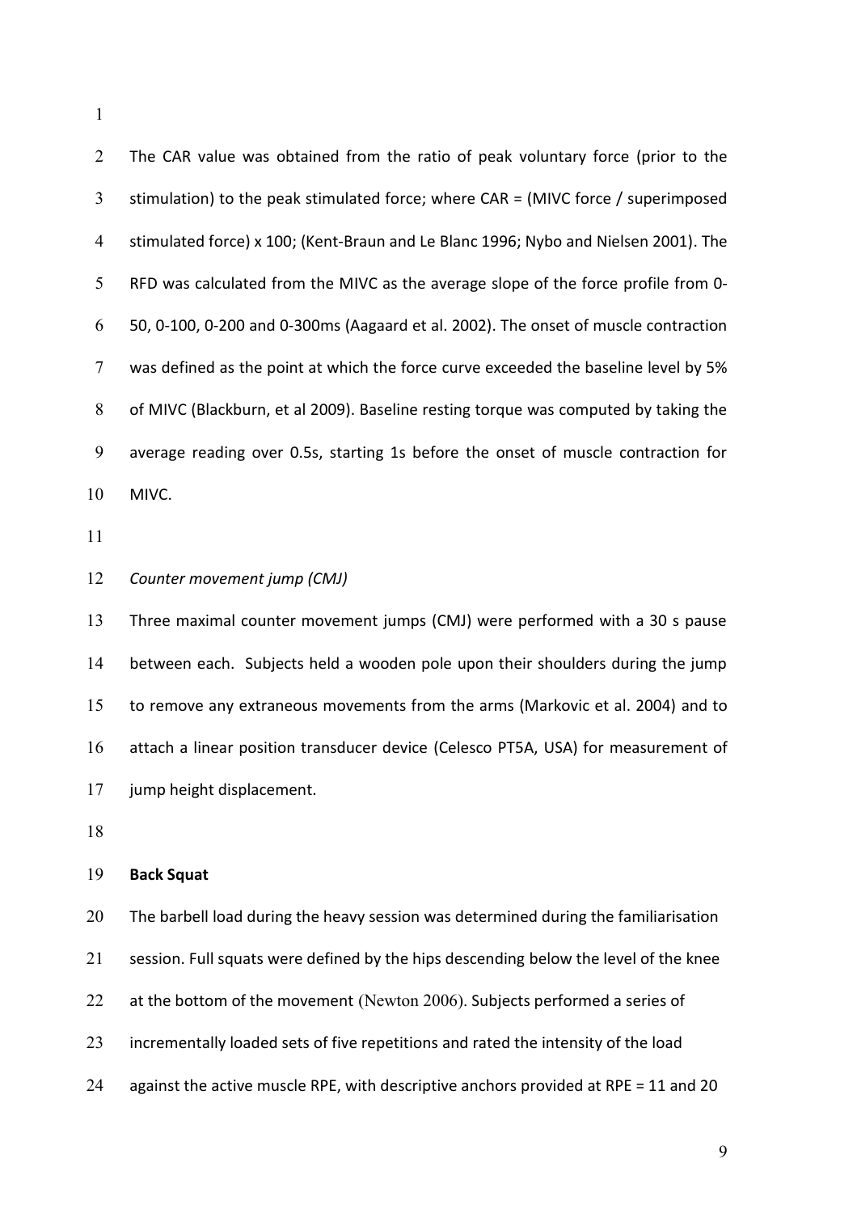The CAR value was obtained from the ratio of peak voluntary force (prior to the stimulation) to the peak stimulated force; where CAR = (MIVC force / superimposed stimulated force) x 100; (Kent-Braun and Le Blanc 1996; Nybo and Nielsen 2001). The RFD was calculated from the MIVC as the average slope of the force profile from 0-50, 0-100, 0-200 and 0-300ms (Aagaard et al. 2002). The onset of muscle contraction was defined as the point at which the force curve exceeded the baseline level by 5% of MIVC (Blackburn, et al 2009). Baseline resting torque was computed by taking the average reading over 0.5s, starting 1s before the onset of muscle contraction for MIVC.

*Counter movement jump (CMJ)*

Three maximal counter movement jumps (CMJ) were performed with a 30 s pause between each. Subjects held a wooden pole upon their shoulders during the jump to remove any extraneous movements from the arms (Markovic et al. 2004) and to attach a linear position transducer device (Celesco PT5A, USA) for measurement of jump height displacement.

**Back Squat**

The barbell load during the heavy session was determined during the familiarisation session. Full squats were defined by the hips descending below the level of the knee at the bottom of the movement (Newton 2006). Subjects performed a series of incrementally loaded sets of five repetitions and rated the intensity of the load against the active muscle RPE, with descriptive anchors provided at RPE = 11 and 20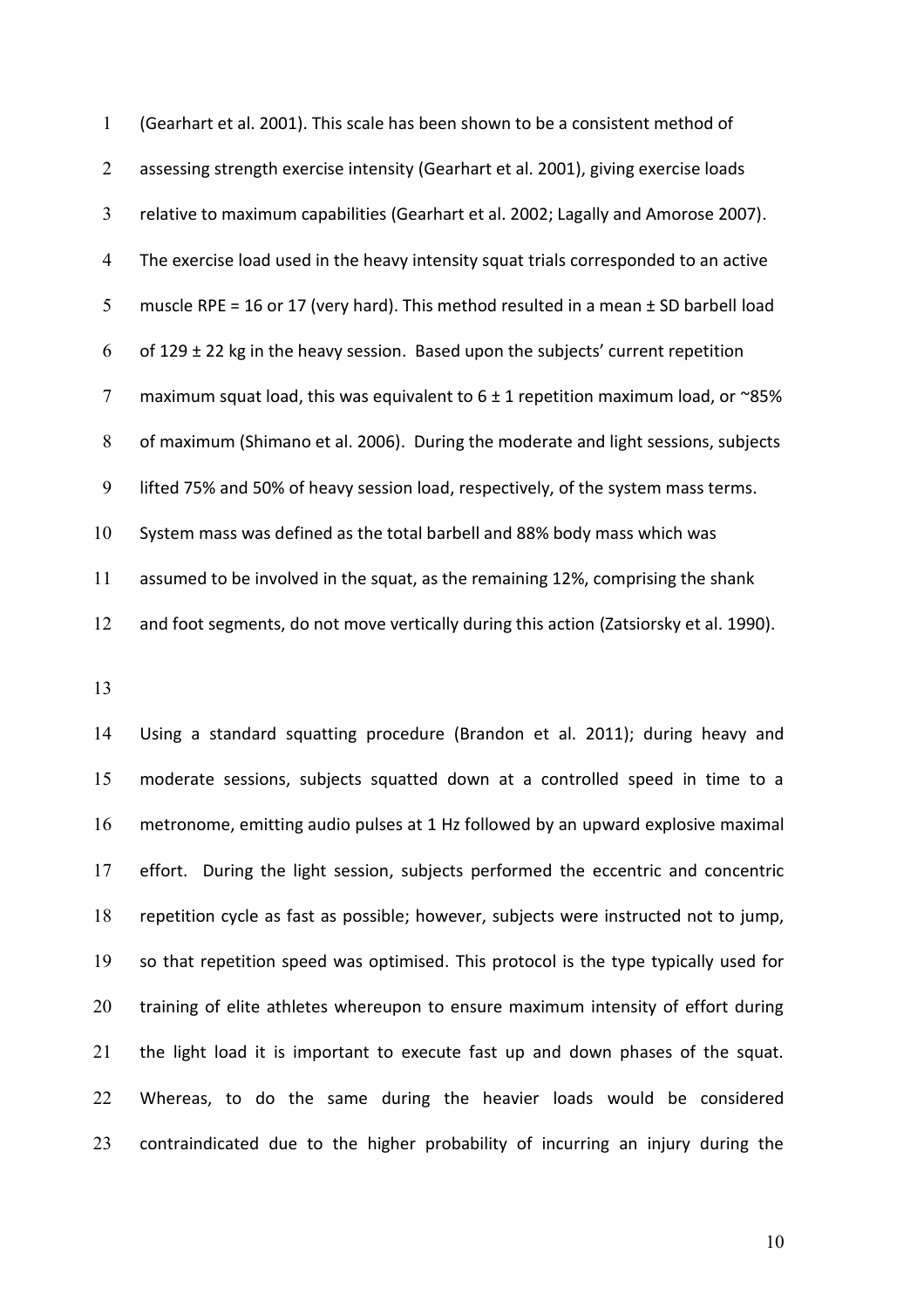(Gearhart et al. 2001). This scale has been shown to be a consistent method of assessing strength exercise intensity (Gearhart et al. 2001), giving exercise loads relative to maximum capabilities (Gearhart et al. 2002; Lagally and Amorose 2007). The exercise load used in the heavy intensity squat trials corresponded to an active muscle RPE = 16 or 17 (very hard). This method resulted in a mean ± SD barbell load of 129 ± 22 kg in the heavy session. Based upon the subjects' current repetition maximum squat load, this was equivalent to 6 ± 1 repetition maximum load, or ~85% of maximum (Shimano et al. 2006). During the moderate and light sessions, subjects lifted 75% and 50% of heavy session load, respectively, of the system mass terms. System mass was defined as the total barbell and 88% body mass which was assumed to be involved in the squat, as the remaining 12%, comprising the shank and foot segments, do not move vertically during this action (Zatsiorsky et al. 1990).

Using a standard squatting procedure (Brandon et al. 2011); during heavy and moderate sessions, subjects squatted down at a controlled speed in time to a metronome, emitting audio pulses at 1 Hz followed by an upward explosive maximal effort. During the light session, subjects performed the eccentric and concentric repetition cycle as fast as possible; however, subjects were instructed not to jump, so that repetition speed was optimised. This protocol is the type typically used for training of elite athletes whereupon to ensure maximum intensity of effort during the light load it is important to execute fast up and down phases of the squat. Whereas, to do the same during the heavier loads would be considered contraindicated due to the higher probability of incurring an injury during the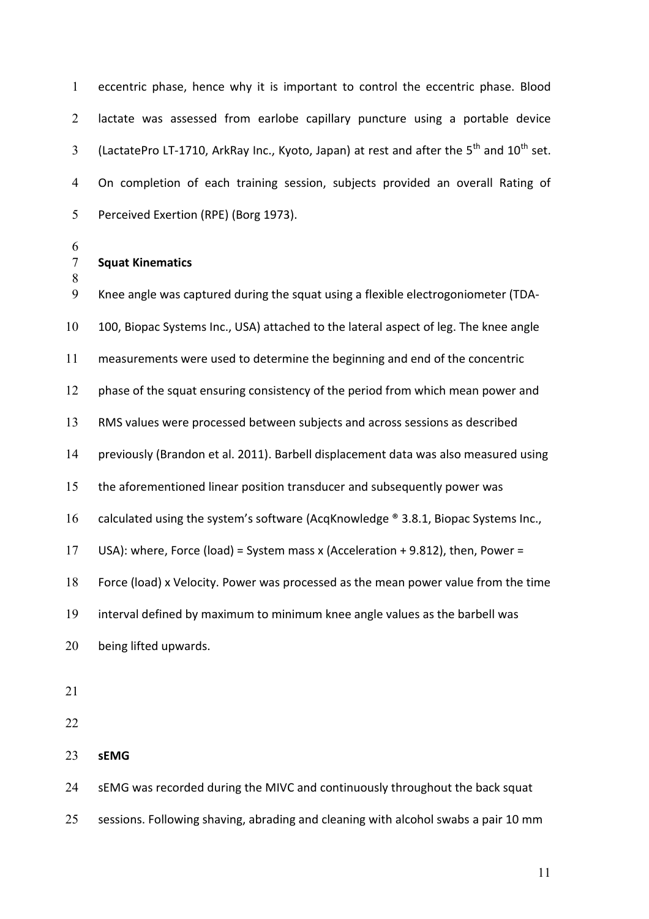eccentric phase, hence why it is important to control the eccentric phase. Blood lactate was assessed from earlobe capillary puncture using a portable device (LactatePro LT-1710, ArkRay Inc., Kyoto, Japan) at rest and after the 5$^{th}$ and 10$^{th}$ set. On completion of each training session, subjects provided an overall Rating of Perceived Exertion (RPE) (Borg 1973).

**Squat Kinematics**

Knee angle was captured during the squat using a flexible electrogoniometer (TDA-100, Biopac Systems Inc., USA) attached to the lateral aspect of leg. The knee angle measurements were used to determine the beginning and end of the concentric phase of the squat ensuring consistency of the period from which mean power and RMS values were processed between subjects and across sessions as described previously (Brandon et al. 2011). Barbell displacement data was also measured using the aforementioned linear position transducer and subsequently power was calculated using the system's software (AcqKnowledge ® 3.8.1, Biopac Systems Inc., USA): where, Force (load) = System mass x (Acceleration + 9.812), then, Power = Force (load) x Velocity. Power was processed as the mean power value from the time interval defined by maximum to minimum knee angle values as the barbell was being lifted upwards.

**sEMG**

sEMG was recorded during the MIVC and continuously throughout the back squat sessions. Following shaving, abrading and cleaning with alcohol swabs a pair 10 mm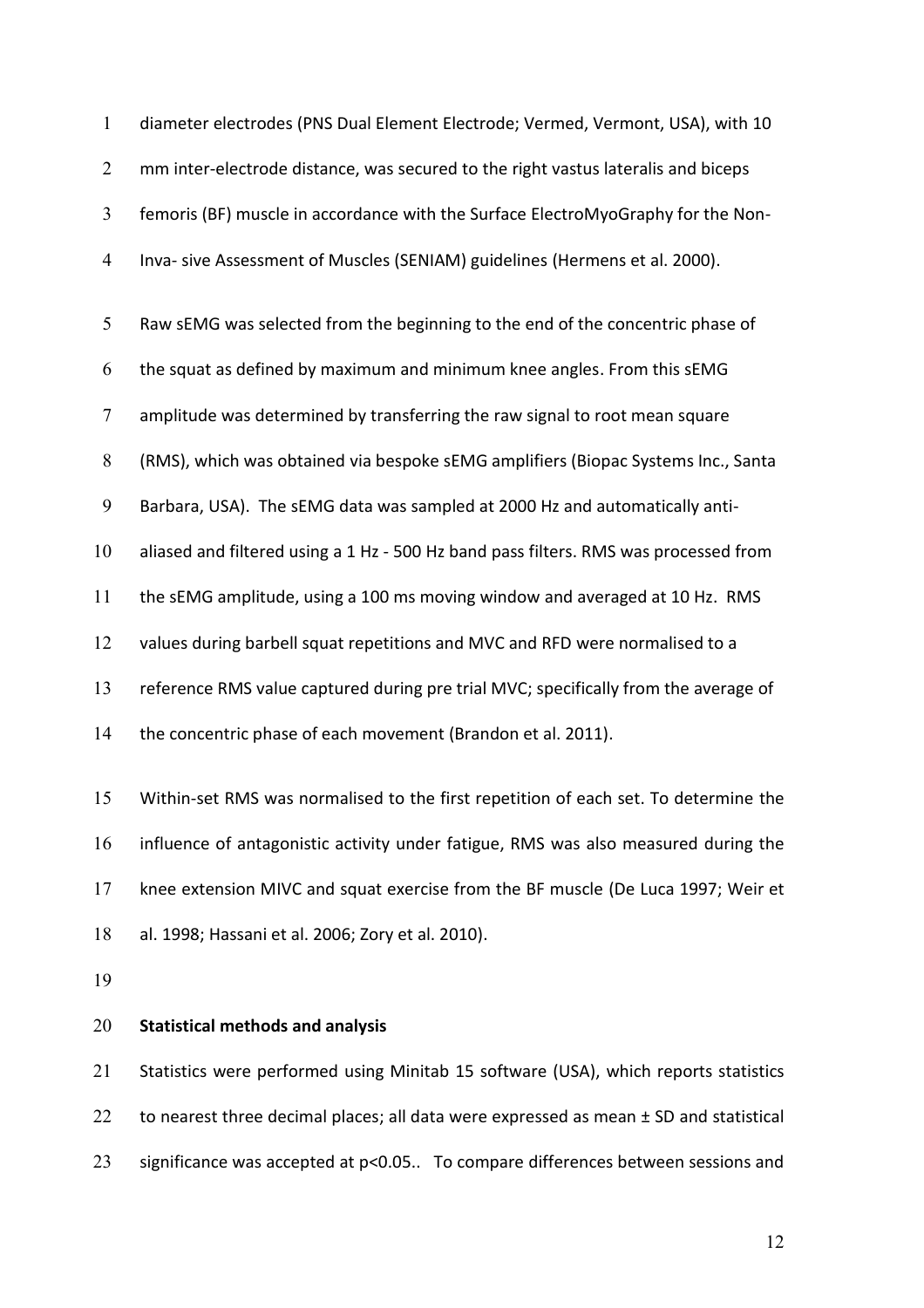diameter electrodes (PNS Dual Element Electrode; Vermed, Vermont, USA), with 10 mm inter-electrode distance, was secured to the right vastus lateralis and biceps femoris (BF) muscle in accordance with the Surface ElectroMyoGraphy for the Non-Inva- sive Assessment of Muscles (SENIAM) guidelines (Hermens et al. 2000).

Raw sEMG was selected from the beginning to the end of the concentric phase of the squat as defined by maximum and minimum knee angles. From this sEMG amplitude was determined by transferring the raw signal to root mean square (RMS), which was obtained via bespoke sEMG amplifiers (Biopac Systems Inc., Santa Barbara, USA). The sEMG data was sampled at 2000 Hz and automatically anti-aliased and filtered using a 1 Hz - 500 Hz band pass filters. RMS was processed from the sEMG amplitude, using a 100 ms moving window and averaged at 10 Hz. RMS values during barbell squat repetitions and MVC and RFD were normalised to a reference RMS value captured during pre trial MVC; specifically from the average of the concentric phase of each movement (Brandon et al. 2011).

Within-set RMS was normalised to the first repetition of each set. To determine the influence of antagonistic activity under fatigue, RMS was also measured during the knee extension MIVC and squat exercise from the BF muscle (De Luca 1997; Weir et al. 1998; Hassani et al. 2006; Zory et al. 2010).

**Statistical methods and analysis**

Statistics were performed using Minitab 15 software (USA), which reports statistics to nearest three decimal places; all data were expressed as mean ± SD and statistical significance was accepted at $p<0.05$.. To compare differences between sessions and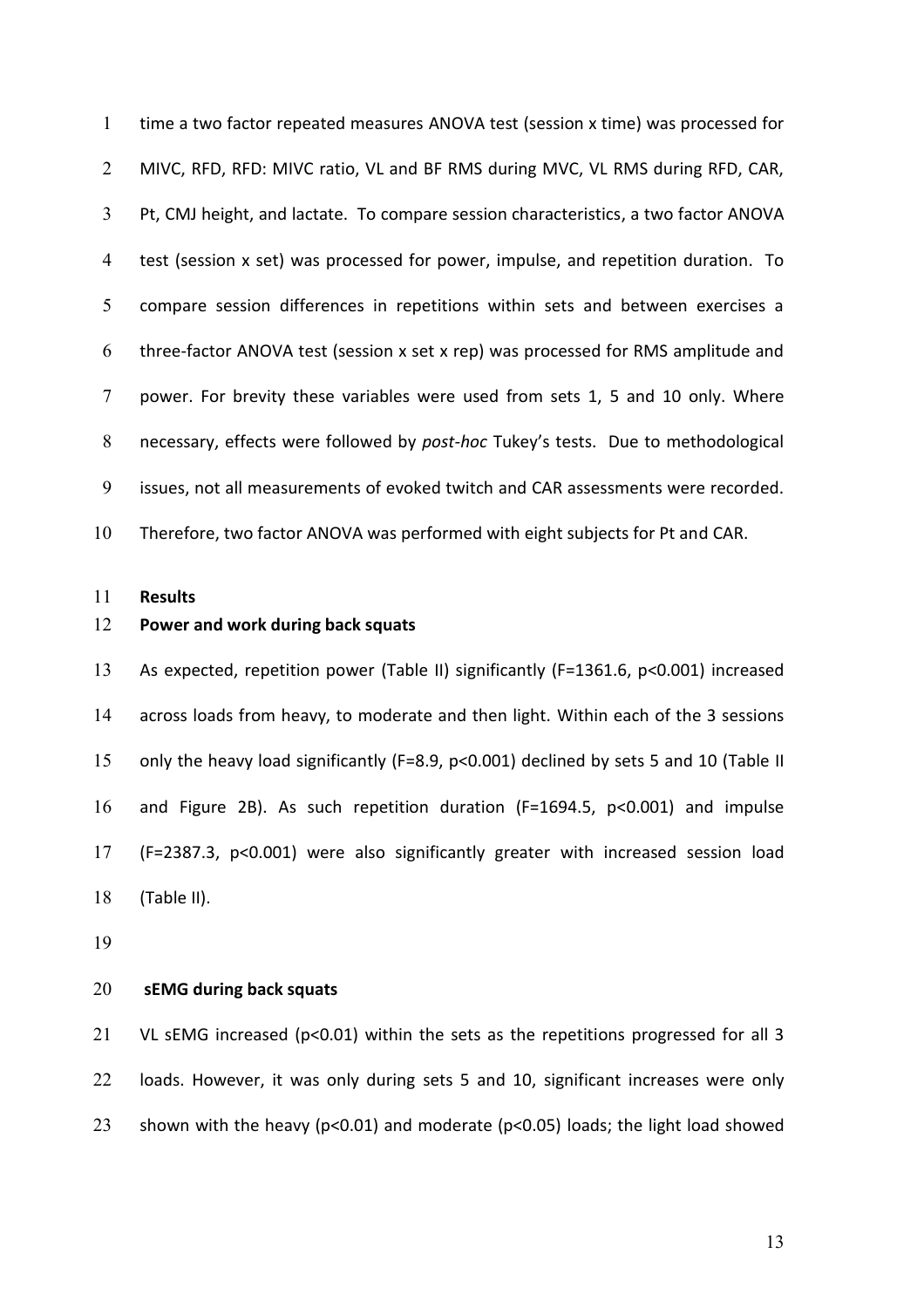time a two factor repeated measures ANOVA test (session x time) was processed for MIVC, RFD, RFD: MIVC ratio, VL and BF RMS during MVC, VL RMS during RFD, CAR, Pt, CMJ height, and lactate. To compare session characteristics, a two factor ANOVA test (session x set) was processed for power, impulse, and repetition duration. To compare session differences in repetitions within sets and between exercises a three-factor ANOVA test (session x set x rep) was processed for RMS amplitude and power. For brevity these variables were used from sets 1, 5 and 10 only. Where necessary, effects were followed by *post-hoc* Tukey's tests. Due to methodological issues, not all measurements of evoked twitch and CAR assessments were recorded. Therefore, two factor ANOVA was performed with eight subjects for Pt and CAR.

## Results

### Power and work during back squats

As expected, repetition power (Table II) significantly ($F=1361.6$, $p<0.001$) increased across loads from heavy, to moderate and then light. Within each of the 3 sessions only the heavy load significantly ($F=8.9$, $p<0.001$) declined by sets 5 and 10 (Table II and Figure 2B). As such repetition duration ($F=1694.5$, $p<0.001$) and impulse ($F=2387.3$, $p<0.001$) were also significantly greater with increased session load (Table II).

### sEMG during back squats

VL sEMG increased ($p<0.01$) within the sets as the repetitions progressed for all 3 loads. However, it was only during sets 5 and 10, significant increases were only shown with the heavy ($p<0.01$) and moderate ($p<0.05$) loads; the light load showed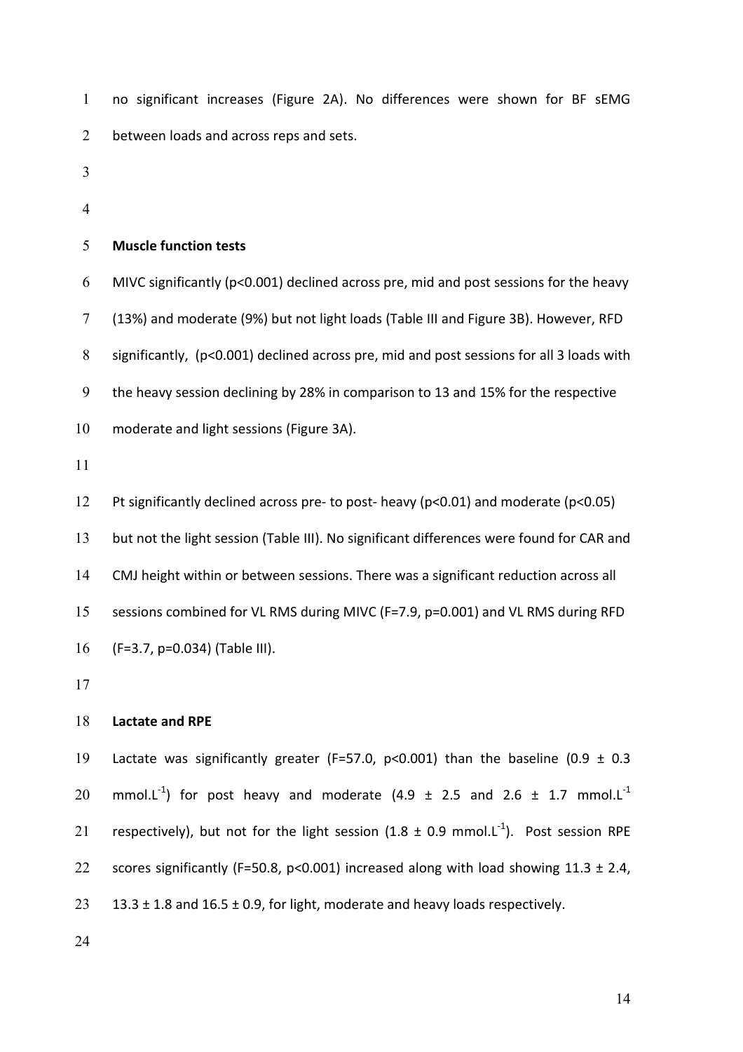no significant increases (Figure 2A). No differences were shown for BF sEMG between loads and across reps and sets.

### Muscle function tests

MIVC significantly ($p<0.001$) declined across pre, mid and post sessions for the heavy (13%) and moderate (9%) but not light loads (Table III and Figure 3B). However, RFD significantly, ($p<0.001$) declined across pre, mid and post sessions for all 3 loads with the heavy session declining by 28% in comparison to 13 and 15% for the respective moderate and light sessions (Figure 3A).

Pt significantly declined across pre- to post- heavy ($p<0.01$) and moderate ($p<0.05$) but not the light session (Table III). No significant differences were found for CAR and CMJ height within or between sessions. There was a significant reduction across all sessions combined for VL RMS during MIVC ($F=7.9$, $p=0.001$) and VL RMS during RFD ($F=3.7$, $p=0.034$) (Table III).

### Lactate and RPE

Lactate was significantly greater ($F=57.0$, $p<0.001$) than the baseline ($0.9 \pm 0.3$ $mmol.L^{-1}$) for post heavy and moderate ($4.9 \pm 2.5$ and $2.6 \pm 1.7$ $mmol.L^{-1}$ respectively), but not for the light session ($1.8 \pm 0.9$ $mmol.L^{-1}$). Post session RPE scores significantly ($F=50.8$, $p<0.001$) increased along with load showing $11.3 \pm 2.4$, $13.3 \pm 1.8$ and $16.5 \pm 0.9$, for light, moderate and heavy loads respectively.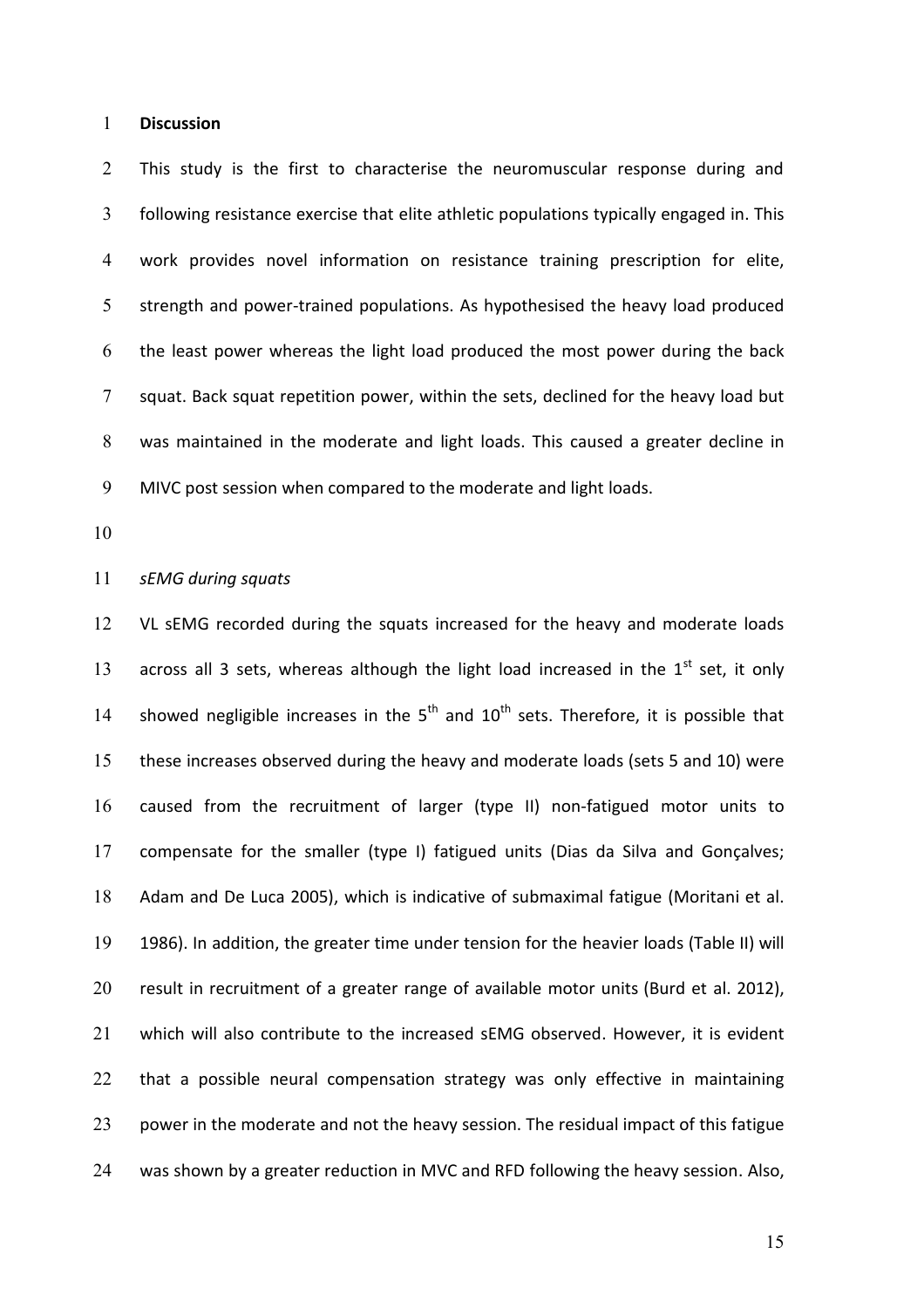# Discussion

This study is the first to characterise the neuromuscular response during and following resistance exercise that elite athletic populations typically engaged in. This work provides novel information on resistance training prescription for elite, strength and power-trained populations. As hypothesised the heavy load produced the least power whereas the light load produced the most power during the back squat. Back squat repetition power, within the sets, declined for the heavy load but was maintained in the moderate and light loads. This caused a greater decline in MIVC post session when compared to the moderate and light loads.

*sEMG during squats*

VL sEMG recorded during the squats increased for the heavy and moderate loads across all 3 sets, whereas although the light load increased in the 1st set, it only showed negligible increases in the 5th and 10th sets. Therefore, it is possible that these increases observed during the heavy and moderate loads (sets 5 and 10) were caused from the recruitment of larger (type II) non-fatigued motor units to compensate for the smaller (type I) fatigued units (Dias da Silva and Gonçalves; Adam and De Luca 2005), which is indicative of submaximal fatigue (Moritani et al. 1986). In addition, the greater time under tension for the heavier loads (Table II) will result in recruitment of a greater range of available motor units (Burd et al. 2012), which will also contribute to the increased sEMG observed. However, it is evident that a possible neural compensation strategy was only effective in maintaining power in the moderate and not the heavy session. The residual impact of this fatigue was shown by a greater reduction in MVC and RFD following the heavy session. Also,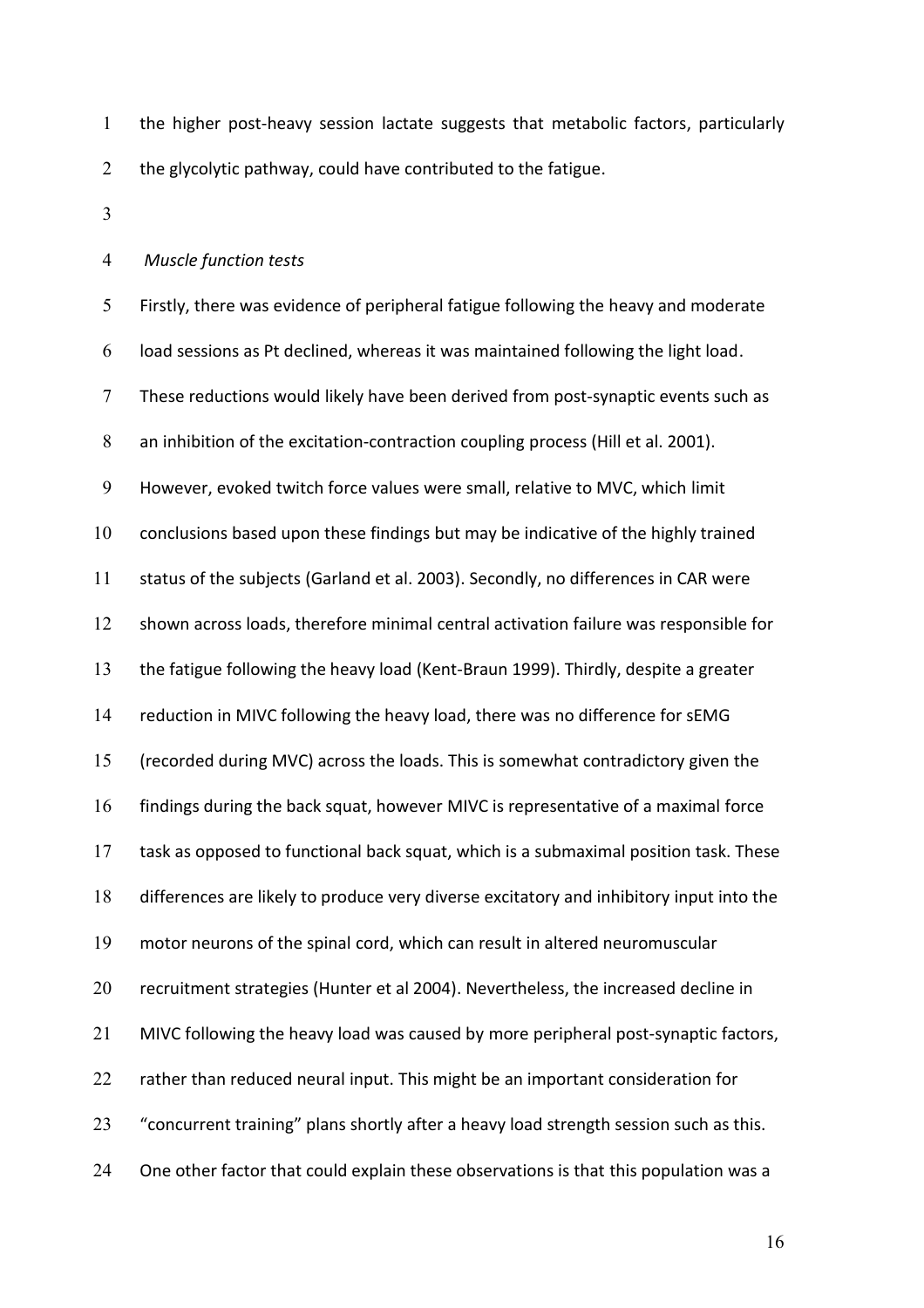the higher post-heavy session lactate suggests that metabolic factors, particularly the glycolytic pathway, could have contributed to the fatigue.

*Muscle function tests*

Firstly, there was evidence of peripheral fatigue following the heavy and moderate load sessions as Pt declined, whereas it was maintained following the light load. These reductions would likely have been derived from post-synaptic events such as an inhibition of the excitation-contraction coupling process (Hill et al. 2001). However, evoked twitch force values were small, relative to MVC, which limit conclusions based upon these findings but may be indicative of the highly trained status of the subjects (Garland et al. 2003). Secondly, no differences in CAR were shown across loads, therefore minimal central activation failure was responsible for the fatigue following the heavy load (Kent-Braun 1999). Thirdly, despite a greater reduction in MIVC following the heavy load, there was no difference for sEMG (recorded during MVC) across the loads. This is somewhat contradictory given the findings during the back squat, however MIVC is representative of a maximal force task as opposed to functional back squat, which is a submaximal position task. These differences are likely to produce very diverse excitatory and inhibitory input into the motor neurons of the spinal cord, which can result in altered neuromuscular recruitment strategies (Hunter et al 2004). Nevertheless, the increased decline in MIVC following the heavy load was caused by more peripheral post-synaptic factors, rather than reduced neural input. This might be an important consideration for "concurrent training" plans shortly after a heavy load strength session such as this. One other factor that could explain these observations is that this population was a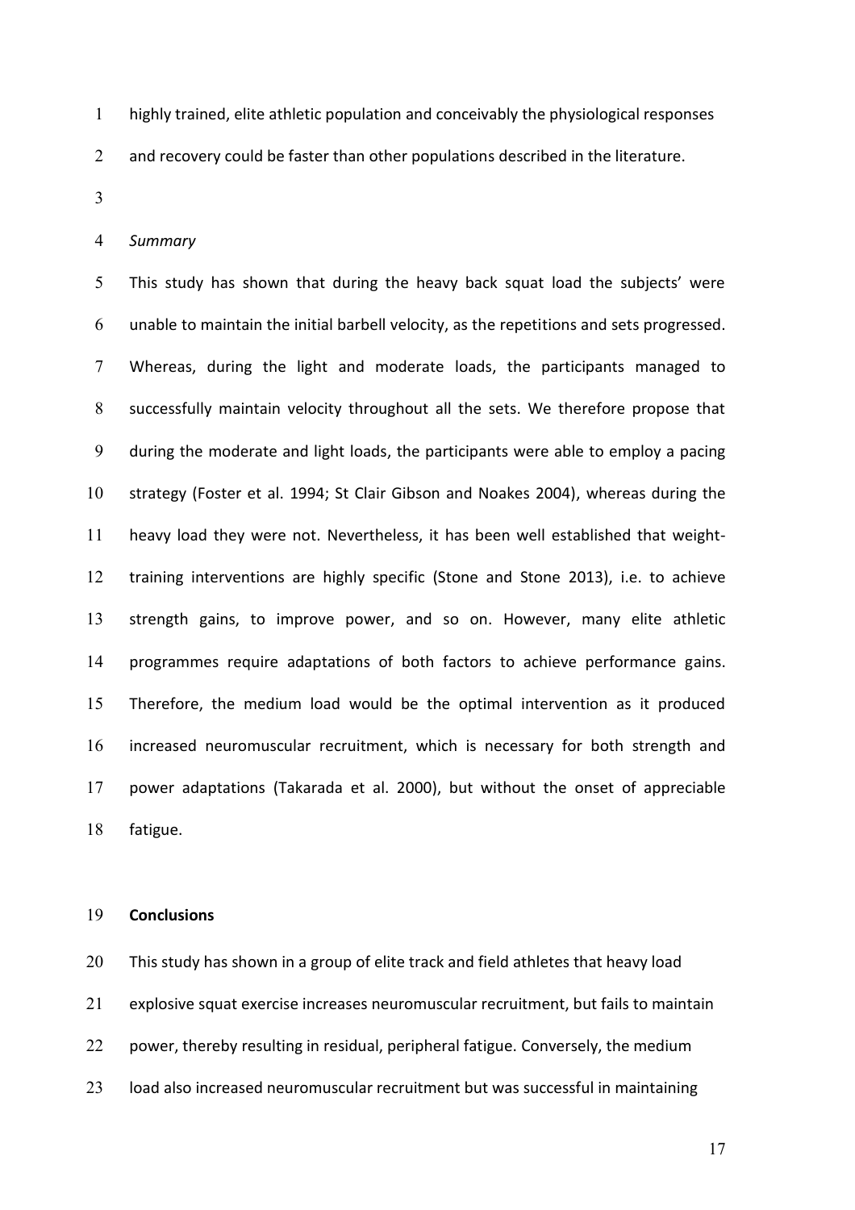highly trained, elite athletic population and conceivably the physiological responses and recovery could be faster than other populations described in the literature.

*Summary*

This study has shown that during the heavy back squat load the subjects' were unable to maintain the initial barbell velocity, as the repetitions and sets progressed. Whereas, during the light and moderate loads, the participants managed to successfully maintain velocity throughout all the sets. We therefore propose that during the moderate and light loads, the participants were able to employ a pacing strategy (Foster et al. 1994; St Clair Gibson and Noakes 2004), whereas during the heavy load they were not. Nevertheless, it has been well established that weight-training interventions are highly specific (Stone and Stone 2013), i.e. to achieve strength gains, to improve power, and so on. However, many elite athletic programmes require adaptations of both factors to achieve performance gains. Therefore, the medium load would be the optimal intervention as it produced increased neuromuscular recruitment, which is necessary for both strength and power adaptations (Takarada et al. 2000), but without the onset of appreciable fatigue.

## Conclusions

This study has shown in a group of elite track and field athletes that heavy load explosive squat exercise increases neuromuscular recruitment, but fails to maintain power, thereby resulting in residual, peripheral fatigue. Conversely, the medium load also increased neuromuscular recruitment but was successful in maintaining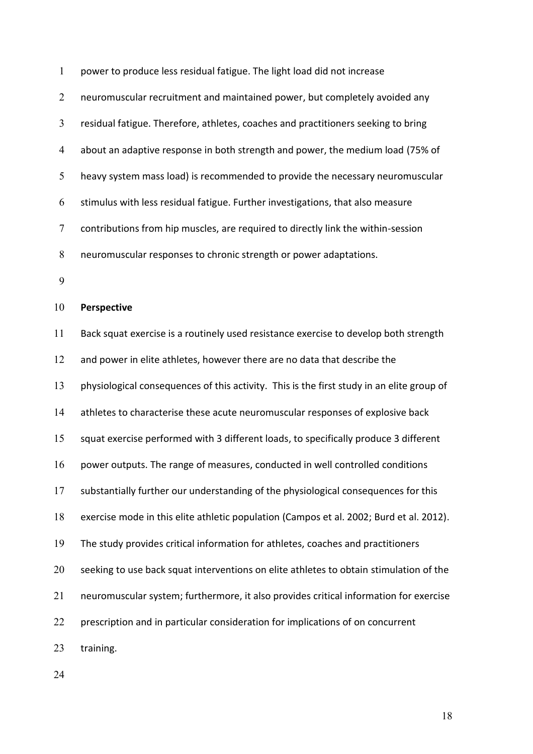power to produce less residual fatigue. The light load did not increase neuromuscular recruitment and maintained power, but completely avoided any residual fatigue. Therefore, athletes, coaches and practitioners seeking to bring about an adaptive response in both strength and power, the medium load (75% of heavy system mass load) is recommended to provide the necessary neuromuscular stimulus with less residual fatigue. Further investigations, that also measure contributions from hip muscles, are required to directly link the within-session neuromuscular responses to chronic strength or power adaptations.

**Perspective**

Back squat exercise is a routinely used resistance exercise to develop both strength and power in elite athletes, however there are no data that describe the physiological consequences of this activity. This is the first study in an elite group of athletes to characterise these acute neuromuscular responses of explosive back squat exercise performed with 3 different loads, to specifically produce 3 different power outputs. The range of measures, conducted in well controlled conditions substantially further our understanding of the physiological consequences for this exercise mode in this elite athletic population (Campos et al. 2002; Burd et al. 2012). The study provides critical information for athletes, coaches and practitioners seeking to use back squat interventions on elite athletes to obtain stimulation of the neuromuscular system; furthermore, it also provides critical information for exercise prescription and in particular consideration for implications of on concurrent training.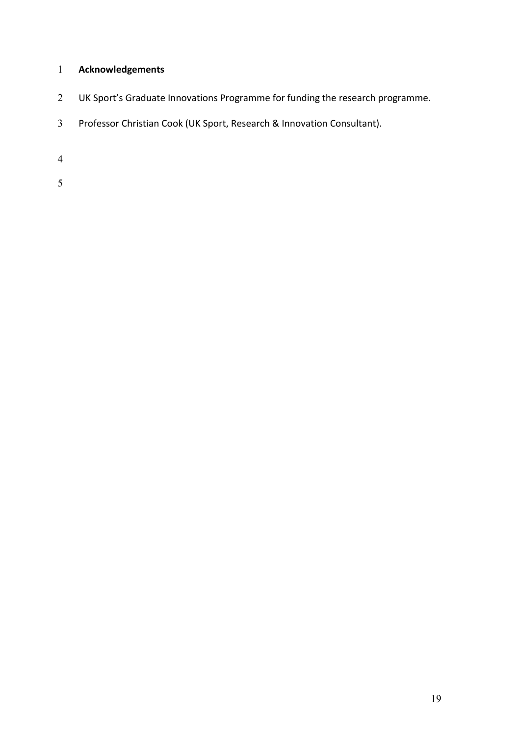## Acknowledgements

UK Sport's Graduate Innovations Programme for funding the research programme.

Professor Christian Cook (UK Sport, Research & Innovation Consultant).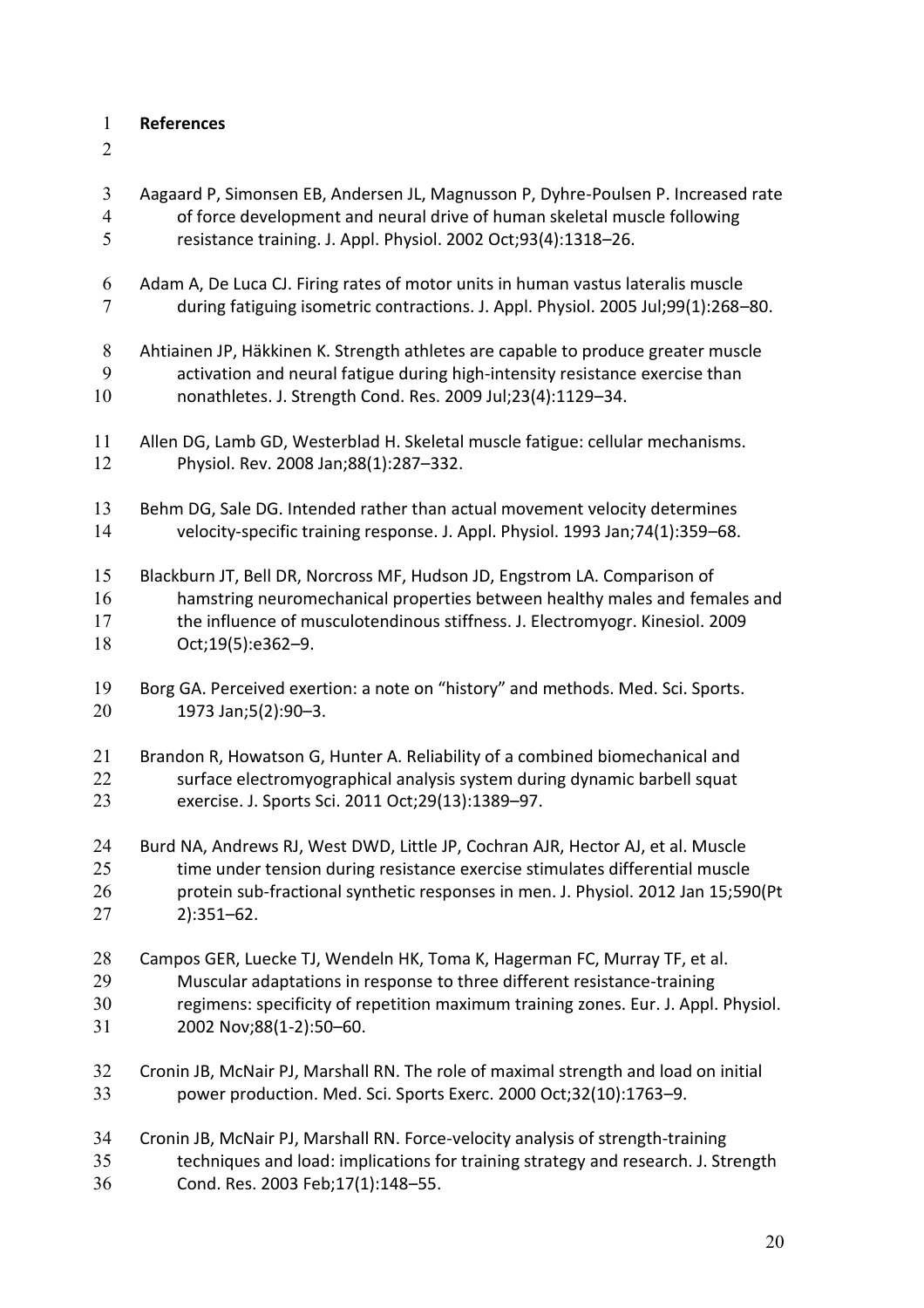## References

Aagaard P, Simonsen EB, Andersen JL, Magnusson P, Dyhre-Poulsen P. Increased rate of force development and neural drive of human skeletal muscle following resistance training. J. Appl. Physiol. 2002 Oct;93(4):1318–26.

Adam A, De Luca CJ. Firing rates of motor units in human vastus lateralis muscle during fatiguing isometric contractions. J. Appl. Physiol. 2005 Jul;99(1):268–80.

Ahtiainen JP, Häkkinen K. Strength athletes are capable to produce greater muscle activation and neural fatigue during high-intensity resistance exercise than nonathletes. J. Strength Cond. Res. 2009 Jul;23(4):1129–34.

Allen DG, Lamb GD, Westerblad H. Skeletal muscle fatigue: cellular mechanisms. Physiol. Rev. 2008 Jan;88(1):287–332.

Behm DG, Sale DG. Intended rather than actual movement velocity determines velocity-specific training response. J. Appl. Physiol. 1993 Jan;74(1):359–68.

Blackburn JT, Bell DR, Norcross MF, Hudson JD, Engstrom LA. Comparison of hamstring neuromechanical properties between healthy males and females and the influence of musculotendinous stiffness. J. Electromyogr. Kinesiol. 2009 Oct;19(5):e362–9.

Borg GA. Perceived exertion: a note on "history" and methods. Med. Sci. Sports. 1973 Jan;5(2):90–3.

Brandon R, Howatson G, Hunter A. Reliability of a combined biomechanical and surface electromyographical analysis system during dynamic barbell squat exercise. J. Sports Sci. 2011 Oct;29(13):1389–97.

Burd NA, Andrews RJ, West DWD, Little JP, Cochran AJR, Hector AJ, et al. Muscle time under tension during resistance exercise stimulates differential muscle protein sub-fractional synthetic responses in men. J. Physiol. 2012 Jan 15;590(Pt 2):351–62.

Campos GER, Luecke TJ, Wendeln HK, Toma K, Hagerman FC, Murray TF, et al. Muscular adaptations in response to three different resistance-training regimens: specificity of repetition maximum training zones. Eur. J. Appl. Physiol. 2002 Nov;88(1-2):50–60.

Cronin JB, McNair PJ, Marshall RN. The role of maximal strength and load on initial power production. Med. Sci. Sports Exerc. 2000 Oct;32(10):1763–9.

Cronin JB, McNair PJ, Marshall RN. Force-velocity analysis of strength-training techniques and load: implications for training strategy and research. J. Strength Cond. Res. 2003 Feb;17(1):148–55.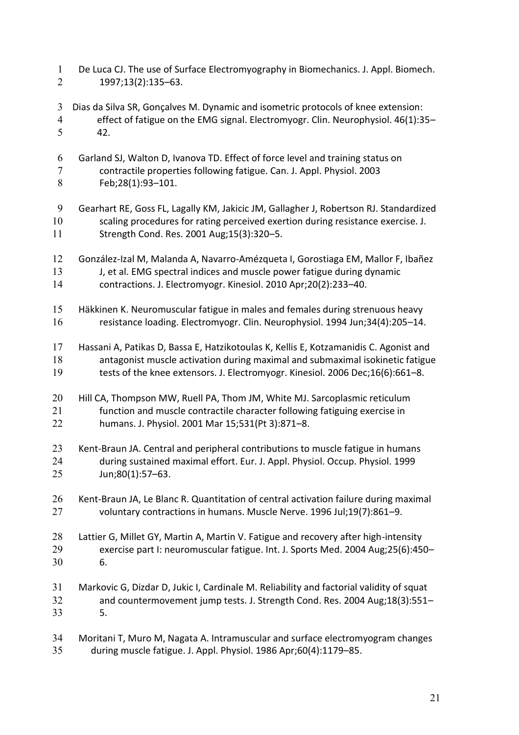De Luca CJ. The use of Surface Electromyography in Biomechanics. J. Appl. Biomech. 1997;13(2):135–63.

Dias da Silva SR, Gonçalves M. Dynamic and isometric protocols of knee extension: effect of fatigue on the EMG signal. Electromyogr. Clin. Neurophysiol. 46(1):35–42.

Garland SJ, Walton D, Ivanova TD. Effect of force level and training status on contractile properties following fatigue. Can. J. Appl. Physiol. 2003 Feb;28(1):93–101.

Gearhart RE, Goss FL, Lagally KM, Jakicic JM, Gallagher J, Robertson RJ. Standardized scaling procedures for rating perceived exertion during resistance exercise. J. Strength Cond. Res. 2001 Aug;15(3):320–5.

González-Izal M, Malanda A, Navarro-Amézqueta I, Gorostiaga EM, Mallor F, Ibañez J, et al. EMG spectral indices and muscle power fatigue during dynamic contractions. J. Electromyogr. Kinesiol. 2010 Apr;20(2):233–40.

Häkkinen K. Neuromuscular fatigue in males and females during strenuous heavy resistance loading. Electromyogr. Clin. Neurophysiol. 1994 Jun;34(4):205–14.

Hassani A, Patikas D, Bassa E, Hatzikotoulas K, Kellis E, Kotzamanidis C. Agonist and antagonist muscle activation during maximal and submaximal isokinetic fatigue tests of the knee extensors. J. Electromyogr. Kinesiol. 2006 Dec;16(6):661–8.

Hill CA, Thompson MW, Ruell PA, Thom JM, White MJ. Sarcoplasmic reticulum function and muscle contractile character following fatiguing exercise in humans. J. Physiol. 2001 Mar 15;531(Pt 3):871–8.

Kent-Braun JA. Central and peripheral contributions to muscle fatigue in humans during sustained maximal effort. Eur. J. Appl. Physiol. Occup. Physiol. 1999 Jun;80(1):57–63.

Kent-Braun JA, Le Blanc R. Quantitation of central activation failure during maximal voluntary contractions in humans. Muscle Nerve. 1996 Jul;19(7):861–9.

Lattier G, Millet GY, Martin A, Martin V. Fatigue and recovery after high-intensity exercise part I: neuromuscular fatigue. Int. J. Sports Med. 2004 Aug;25(6):450–6.

Markovic G, Dizdar D, Jukic I, Cardinale M. Reliability and factorial validity of squat and countermovement jump tests. J. Strength Cond. Res. 2004 Aug;18(3):551–5.

Moritani T, Muro M, Nagata A. Intramuscular and surface electromyogram changes during muscle fatigue. J. Appl. Physiol. 1986 Apr;60(4):1179–85.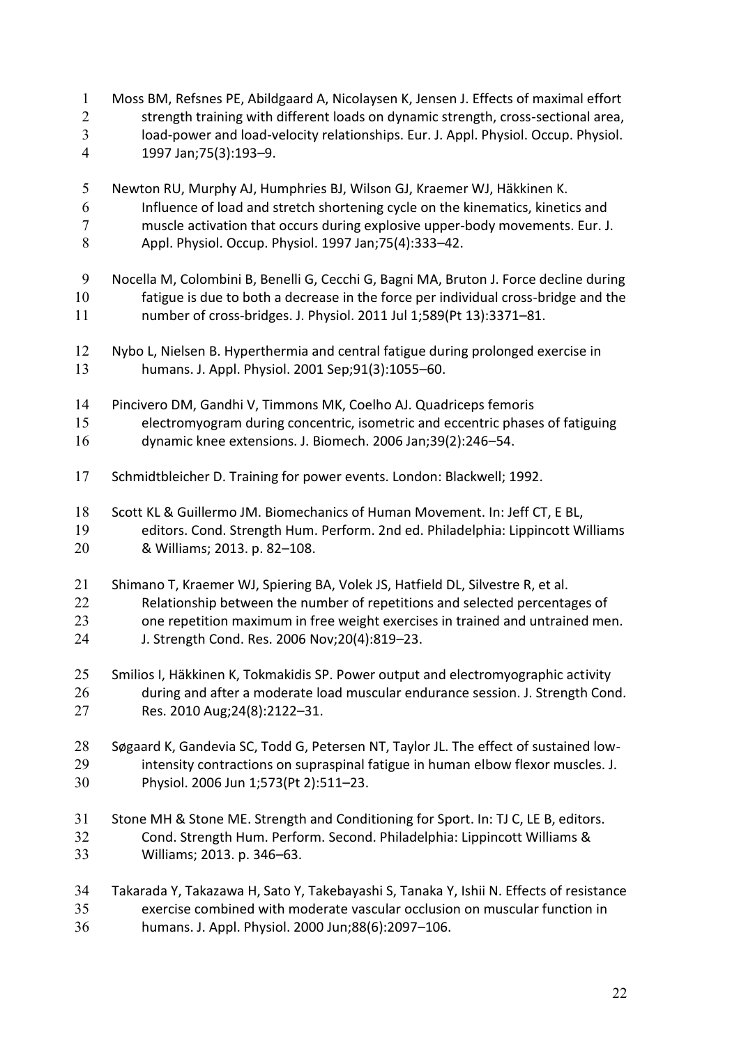Moss BM, Refsnes PE, Abildgaard A, Nicolaysen K, Jensen J. Effects of maximal effort strength training with different loads on dynamic strength, cross-sectional area, load-power and load-velocity relationships. Eur. J. Appl. Physiol. Occup. Physiol. 1997 Jan;75(3):193–9.

Newton RU, Murphy AJ, Humphries BJ, Wilson GJ, Kraemer WJ, Häkkinen K. Influence of load and stretch shortening cycle on the kinematics, kinetics and muscle activation that occurs during explosive upper-body movements. Eur. J. Appl. Physiol. Occup. Physiol. 1997 Jan;75(4):333–42.

Nocella M, Colombini B, Benelli G, Cecchi G, Bagni MA, Bruton J. Force decline during fatigue is due to both a decrease in the force per individual cross-bridge and the number of cross-bridges. J. Physiol. 2011 Jul 1;589(Pt 13):3371–81.

Nybo L, Nielsen B. Hyperthermia and central fatigue during prolonged exercise in humans. J. Appl. Physiol. 2001 Sep;91(3):1055–60.

Pincivero DM, Gandhi V, Timmons MK, Coelho AJ. Quadriceps femoris electromyogram during concentric, isometric and eccentric phases of fatiguing dynamic knee extensions. J. Biomech. 2006 Jan;39(2):246–54.

Schmidtbleicher D. Training for power events. London: Blackwell; 1992.

Scott KL & Guillermo JM. Biomechanics of Human Movement. In: Jeff CT, E BL, editors. Cond. Strength Hum. Perform. 2nd ed. Philadelphia: Lippincott Williams & Williams; 2013. p. 82–108.

Shimano T, Kraemer WJ, Spiering BA, Volek JS, Hatfield DL, Silvestre R, et al. Relationship between the number of repetitions and selected percentages of one repetition maximum in free weight exercises in trained and untrained men. J. Strength Cond. Res. 2006 Nov;20(4):819–23.

Smilios I, Häkkinen K, Tokmakidis SP. Power output and electromyographic activity during and after a moderate load muscular endurance session. J. Strength Cond. Res. 2010 Aug;24(8):2122–31.

Søgaard K, Gandevia SC, Todd G, Petersen NT, Taylor JL. The effect of sustained low-intensity contractions on supraspinal fatigue in human elbow flexor muscles. J. Physiol. 2006 Jun 1;573(Pt 2):511–23.

Stone MH & Stone ME. Strength and Conditioning for Sport. In: TJ C, LE B, editors. Cond. Strength Hum. Perform. Second. Philadelphia: Lippincott Williams & Williams; 2013. p. 346–63.

Takarada Y, Takazawa H, Sato Y, Takebayashi S, Tanaka Y, Ishii N. Effects of resistance exercise combined with moderate vascular occlusion on muscular function in humans. J. Appl. Physiol. 2000 Jun;88(6):2097–106.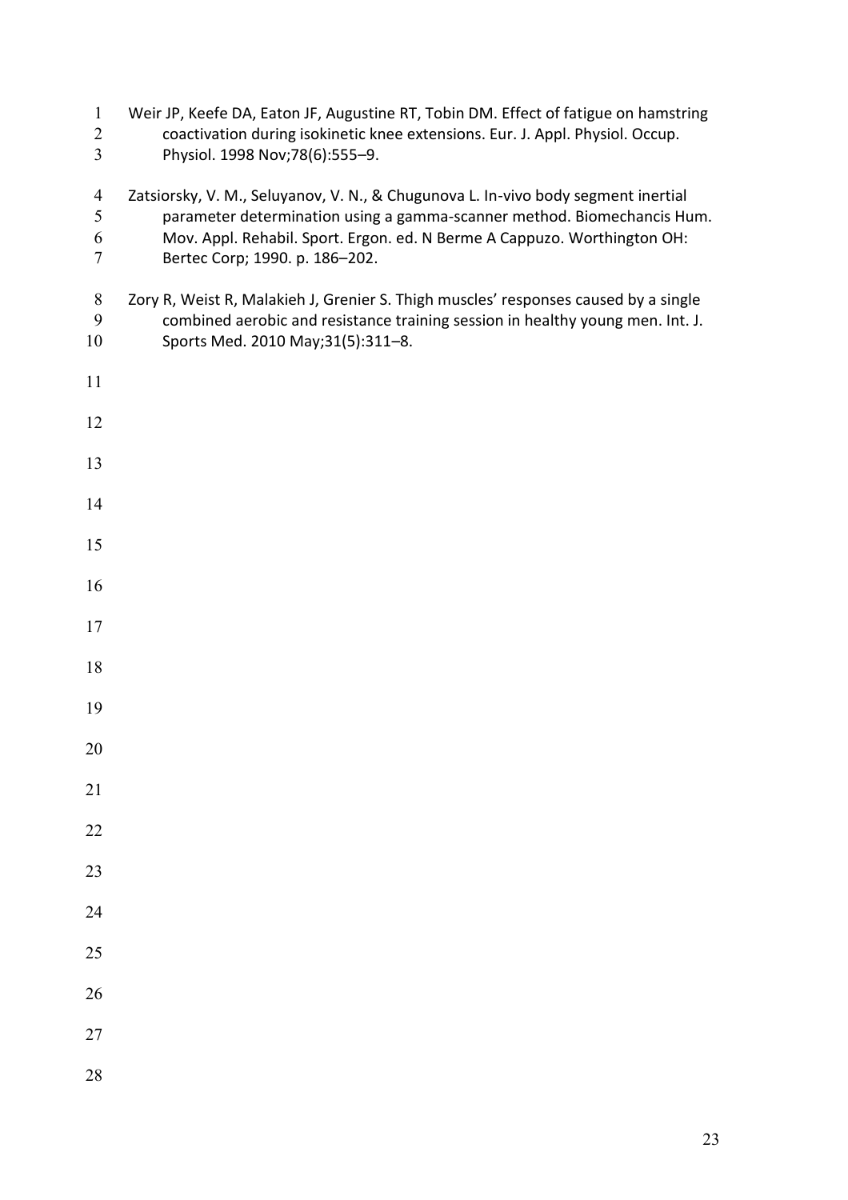Weir JP, Keefe DA, Eaton JF, Augustine RT, Tobin DM. Effect of fatigue on hamstring coactivation during isokinetic knee extensions. Eur. J. Appl. Physiol. Occup. Physiol. 1998 Nov;78(6):555–9.

Zatsiorsky, V. M., Seluyanov, V. N., & Chugunova L. In-vivo body segment inertial parameter determination using a gamma-scanner method. Biomechancis Hum. Mov. Appl. Rehabil. Sport. Ergon. ed. N Berme A Cappuzo. Worthington OH: Bertec Corp; 1990. p. 186–202.

Zory R, Weist R, Malakieh J, Grenier S. Thigh muscles' responses caused by a single combined aerobic and resistance training session in healthy young men. Int. J. Sports Med. 2010 May;31(5):311–8.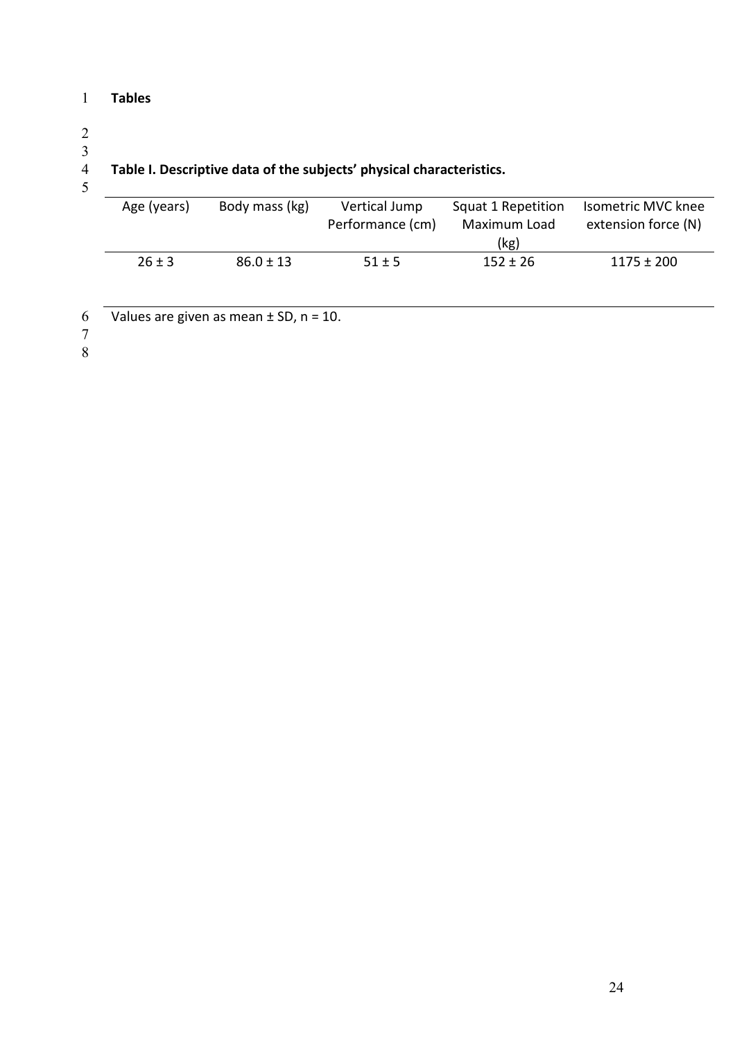**Tables**

**Table I. Descriptive data of the subjects' physical characteristics.**

| Age (years) | Body mass (kg) | Vertical Jump Performance (cm) | Squat 1 Repetition Maximum Load (kg) | Isometric MVC knee extension force (N) |
|---|---|---|---|---|
| 26 ± 3 | 86.0 ± 13 | 51 ± 5 | 152 ± 26 | 1175 ± 200 |

Values are given as mean ± SD, n = 10.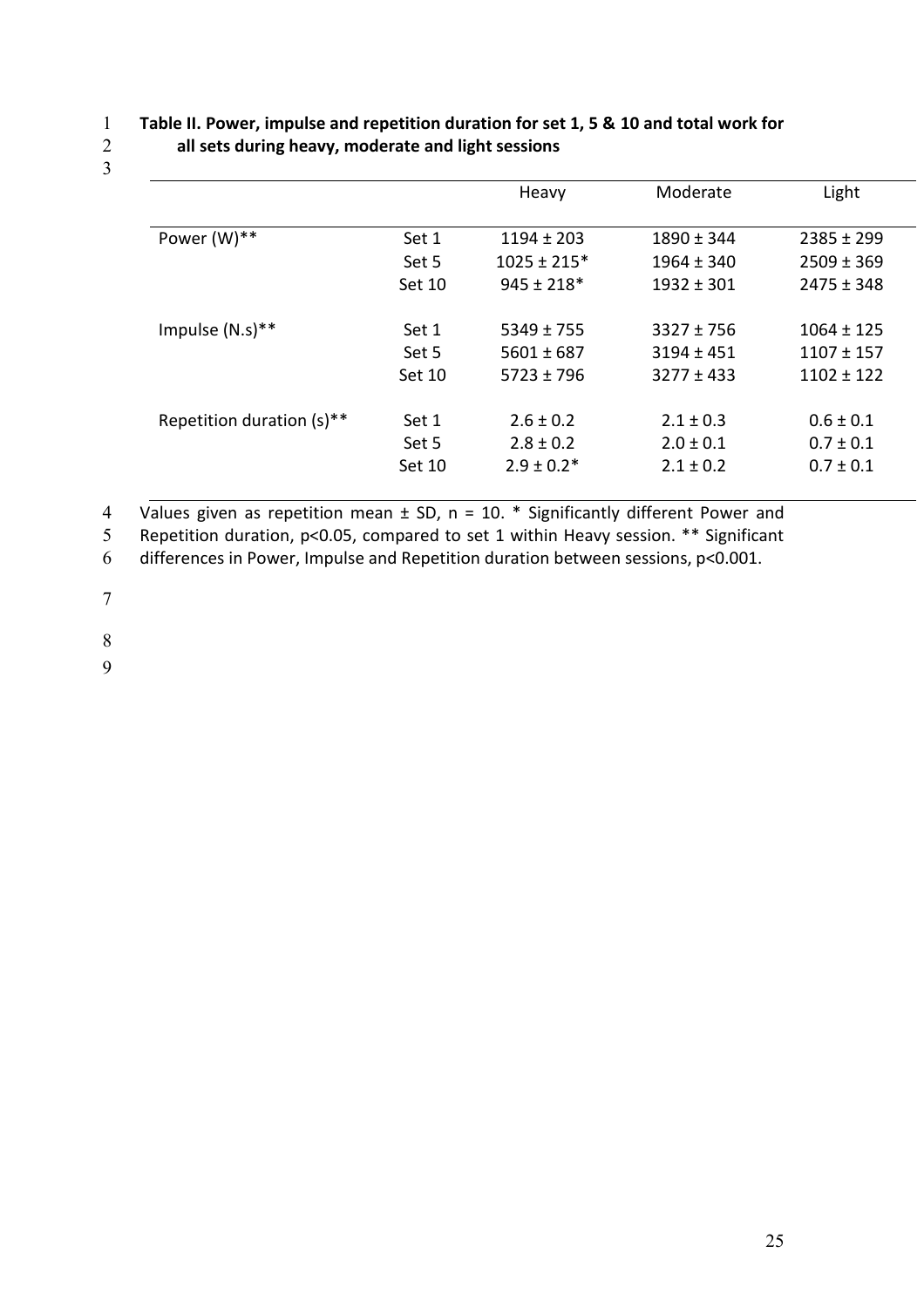**Table II. Power, impulse and repetition duration for set 1, 5 & 10 and total work for all sets during heavy, moderate and light sessions**

| | | Heavy | Moderate | Light |
|---|---|---|---|---|
| Power (W)** | Set 1 | 1194 ± 203 | 1890 ± 344 | 2385 ± 299 |
| | Set 5 | 1025 ± 215* | 1964 ± 340 | 2509 ± 369 |
| | Set 10 | 945 ± 218* | 1932 ± 301 | 2475 ± 348 |
| Impulse (N.s)** | Set 1 | 5349 ± 755 | 3327 ± 756 | 1064 ± 125 |
| | Set 5 | 5601 ± 687 | 3194 ± 451 | 1107 ± 157 |
| | Set 10 | 5723 ± 796 | 3277 ± 433 | 1102 ± 122 |
| Repetition duration (s)** | Set 1 | 2.6 ± 0.2 | 2.1 ± 0.3 | 0.6 ± 0.1 |
| | Set 5 | 2.8 ± 0.2 | 2.0 ± 0.1 | 0.7 ± 0.1 |
| | Set 10 | 2.9 ± 0.2* | 2.1 ± 0.2 | 0.7 ± 0.1 |

Values given as repetition mean ± SD, n = 10. * Significantly different Power and Repetition duration, $p<0.05$, compared to set 1 within Heavy session. ** Significant differences in Power, Impulse and Repetition duration between sessions, $p<0.001$.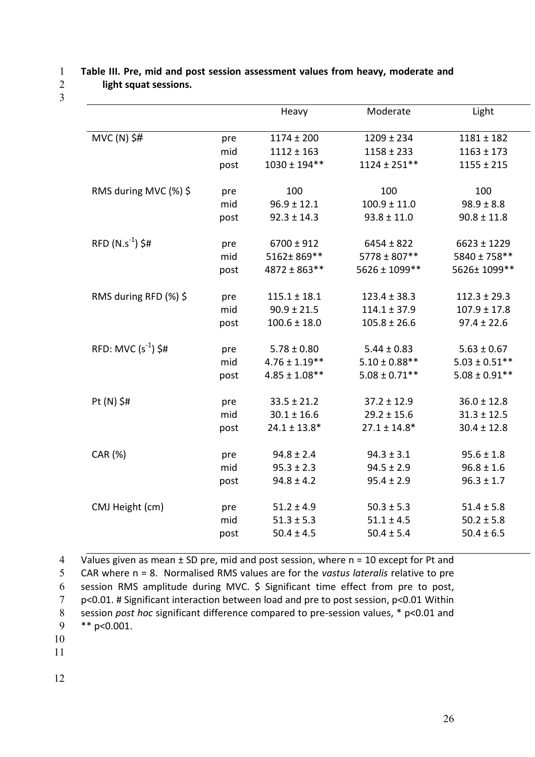**Table III. Pre, mid and post session assessment values from heavy, moderate and light squat sessions.**

| | | Heavy | Moderate | Light |
|---|---|---|---|---|
| MVC (N) $# | pre | 1174 ± 200 | 1209 ± 234 | 1181 ± 182 |
| | mid | 1112 ± 163 | 1158 ± 233 | 1163 ± 173 |
| | post | 1030 ± 194** | 1124 ± 251** | 1155 ± 215 |
| RMS during MVC (%) $ | pre | 100 | 100 | 100 |
| | mid | 96.9 ± 12.1 | 100.9 ± 11.0 | 98.9 ± 8.8 |
| | post | 92.3 ± 14.3 | 93.8 ± 11.0 | 90.8 ± 11.8 |
| RFD ($N.s^{-1}$) $# | pre | 6700 ± 912 | 6454 ± 822 | 6623 ± 1229 |
| | mid | 5162± 869** | 5778 ± 807** | 5840 ± 758** |
| | post | 4872 ± 863** | 5626 ± 1099** | 5626± 1099** |
| RMS during RFD (%) $ | pre | 115.1 ± 18.1 | 123.4 ± 38.3 | 112.3 ± 29.3 |
| | mid | 90.9 ± 21.5 | 114.1 ± 37.9 | 107.9 ± 17.8 |
| | post | 100.6 ± 18.0 | 105.8 ± 26.6 | 97.4 ± 22.6 |
| RFD: MVC ($s^{-1}$) $# | pre | 5.78 ± 0.80 | 5.44 ± 0.83 | 5.63 ± 0.67 |
| | mid | 4.76 ± 1.19** | 5.10 ± 0.88** | 5.03 ± 0.51** |
| | post | 4.85 ± 1.08** | 5.08 ± 0.71** | 5.08 ± 0.91** |
| Pt (N) $# | pre | 33.5 ± 21.2 | 37.2 ± 12.9 | 36.0 ± 12.8 |
| | mid | 30.1 ± 16.6 | 29.2 ± 15.6 | 31.3 ± 12.5 |
| | post | 24.1 ± 13.8* | 27.1 ± 14.8* | 30.4 ± 12.8 |
| CAR (%) | pre | 94.8 ± 2.4 | 94.3 ± 3.1 | 95.6 ± 1.8 |
| | mid | 95.3 ± 2.3 | 94.5 ± 2.9 | 96.8 ± 1.6 |
| | post | 94.8 ± 4.2 | 95.4 ± 2.9 | 96.3 ± 1.7 |
| CMJ Height (cm) | pre | 51.2 ± 4.9 | 50.3 ± 5.3 | 51.4 ± 5.8 |
| | mid | 51.3 ± 5.3 | 51.1 ± 4.5 | 50.2 ± 5.8 |
| | post | 50.4 ± 4.5 | 50.4 ± 5.4 | 50.4 ± 6.5 |

Values given as mean ± SD pre, mid and post session, where n = 10 except for Pt and CAR where n = 8. Normalised RMS values are for the *vastus lateralis* relative to pre session RMS amplitude during MVC. $ Significant time effect from pre to post, $p<0.01$. # Significant interaction between load and pre to post session, $p<0.01$ Within session *post hoc* significant difference compared to pre-session values, * $p<0.01$ and ** $p<0.001$.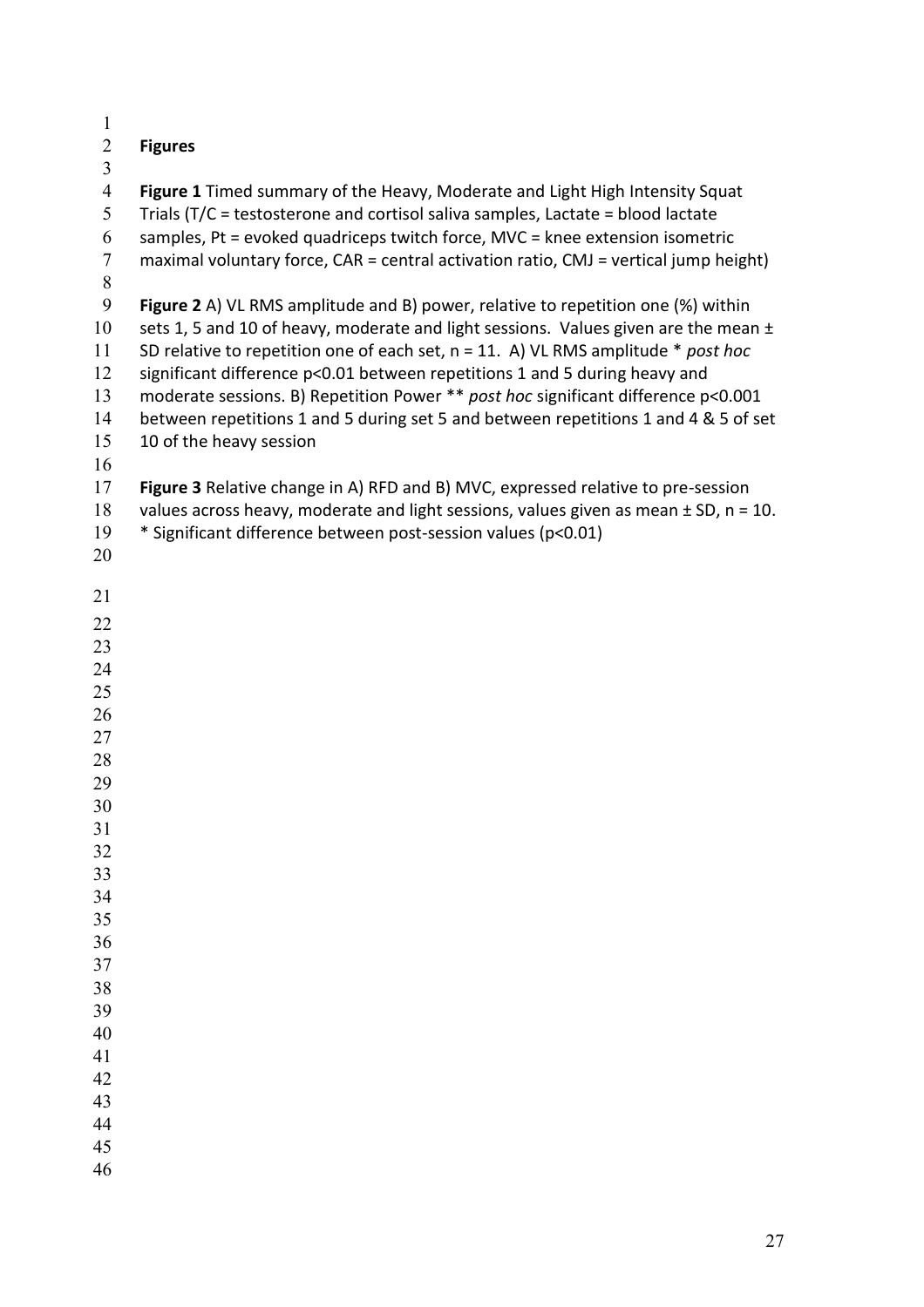**Figures**

**Figure 1** Timed summary of the Heavy, Moderate and Light High Intensity Squat Trials (T/C = testosterone and cortisol saliva samples, Lactate = blood lactate samples, Pt = evoked quadriceps twitch force, MVC = knee extension isometric maximal voluntary force, CAR = central activation ratio, CMJ = vertical jump height)

**Figure 2** A) VL RMS amplitude and B) power, relative to repetition one (%) within sets 1, 5 and 10 of heavy, moderate and light sessions. Values given are the mean ± SD relative to repetition one of each set, n = 11. A) VL RMS amplitude * *post hoc* significant difference p<0.01 between repetitions 1 and 5 during heavy and moderate sessions. B) Repetition Power ** *post hoc* significant difference p<0.001 between repetitions 1 and 5 during set 5 and between repetitions 1 and 4 & 5 of set 10 of the heavy session

**Figure 3** Relative change in A) RFD and B) MVC, expressed relative to pre-session values across heavy, moderate and light sessions, values given as mean ± SD, n = 10. * Significant difference between post-session values (p<0.01)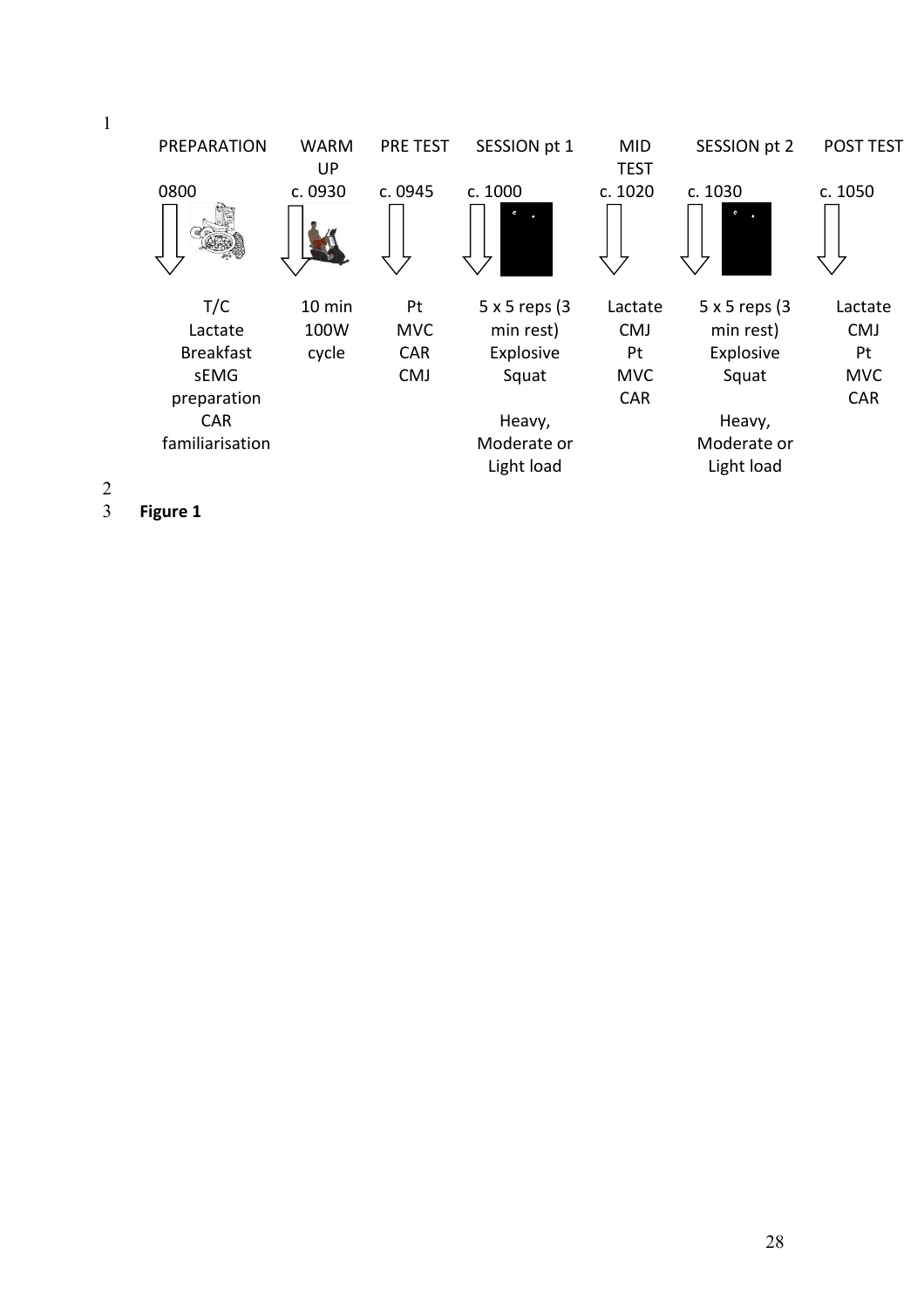| PREPARATION | WARM UP | PRE TEST | SESSION pt 1 | MID TEST | SESSION pt 2 | POST TEST |
|---|---|---|---|---|---|---|
| 0800 | c. 0930 | c. 0945 | c. 1000 | c. 1020 | c. 1030 | c. 1050 |
| T/C<br>Lactate<br>Breakfast<br>sEMG preparation<br>CAR familiarisation | 10 min<br>100W<br>cycle | Pt<br>MVC<br>CAR<br>CMJ | 5 x 5 reps (3 min rest)<br>Explosive Squat<br><br>Heavy, Moderate or Light load | Lactate<br>CMJ<br>Pt<br>MVC<br>CAR | 5 x 5 reps (3 min rest)<br>Explosive Squat<br><br>Heavy, Moderate or Light load | Lactate<br>CMJ<br>Pt<br>MVC<br>CAR |

**Figure 1**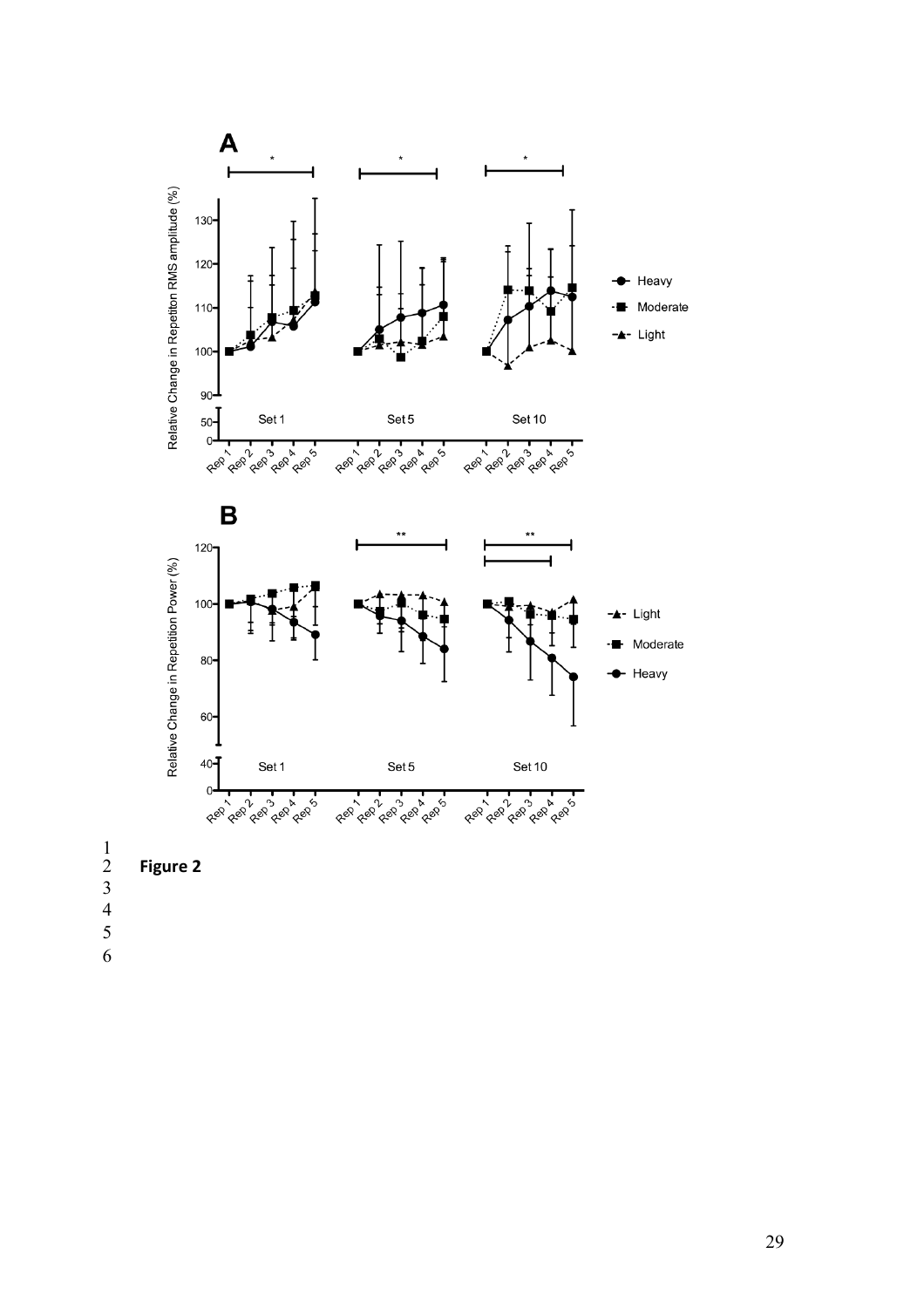**Figure 2**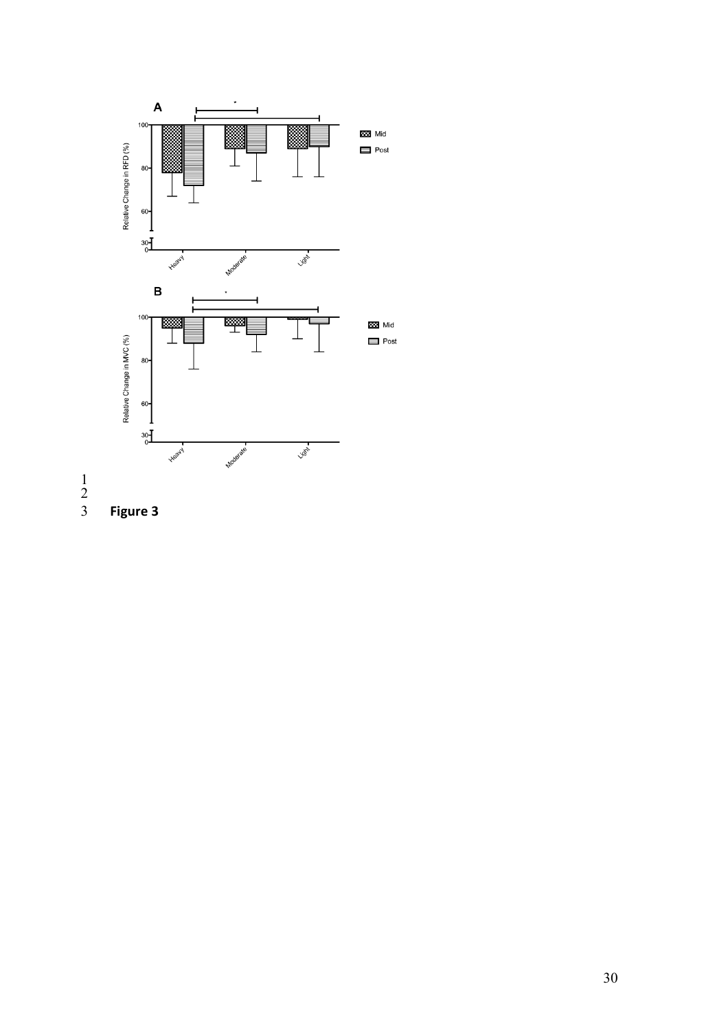A

Relative Change in RFD (%)

100
80
60
30
0

Heavy
Moderate
Light

*

Mid
Post

B

Relative Change in MVC (%)

100
80
60
30
0

Heavy
Moderate
Light

*

Mid
Post

**Figure 3**